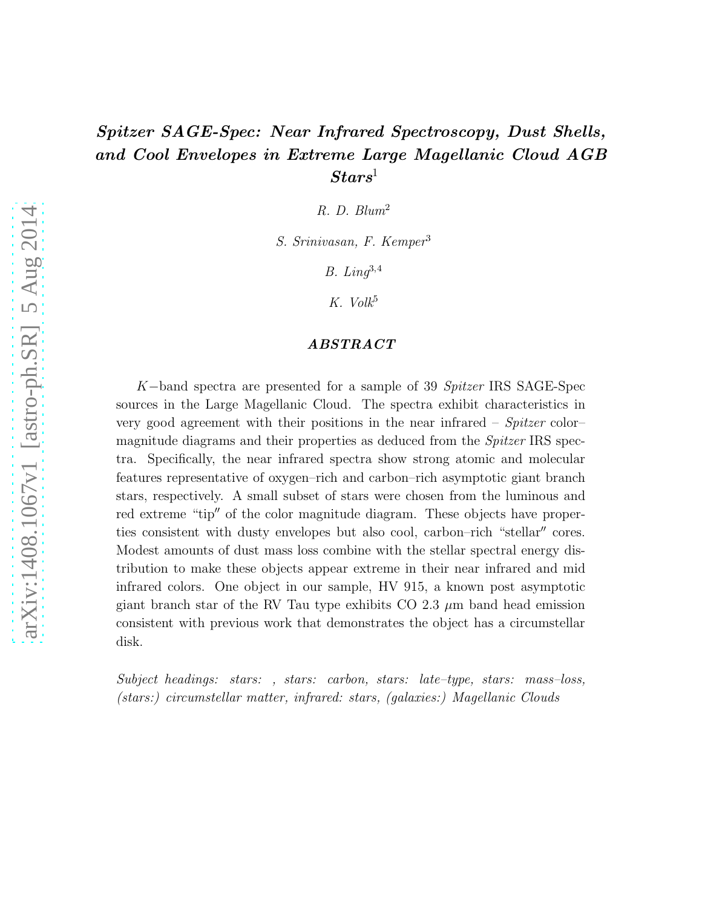# *Spitzer SAGE-Spec: Near Infrared Spectroscopy, Dust Shells, and Cool Envelopes in Extreme Large Magellanic Cloud AGB Stars*[1]

*R. D. Blum*[2]

*S. Srinivasan, F. Kemper*[3]

*B. Ling*[3,4]

*K. Volk*[5]

## *ABSTRACT*

$K-$band spectra are presented for a sample of 39 *Spitzer* IRS SAGE-Spec sources in the Large Magellanic Cloud. The spectra exhibit characteristics in very good agreement with their positions in the near infrared – *Spitzer* color–magnitude diagrams and their properties as deduced from the *Spitzer* IRS spectra. Specifically, the near infrared spectra show strong atomic and molecular features representative of oxygen–rich and carbon–rich asymptotic giant branch stars, respectively. A small subset of stars were chosen from the luminous and red extreme "tip" of the color magnitude diagram. These objects have properties consistent with dusty envelopes but also cool, carbon–rich "stellar" cores. Modest amounts of dust mass loss combine with the stellar spectral energy distribution to make these objects appear extreme in their near infrared and mid infrared colors. One object in our sample, HV 915, a known post asymptotic giant branch star of the RV Tau type exhibits CO 2.3 $\mu$m band head emission consistent with previous work that demonstrates the object has a circumstellar disk.

*Subject headings:* *stars: , stars: carbon, stars: late–type, stars: mass–loss, (stars:) circumstellar matter, infrared: stars, (galaxies:) Magellanic Clouds*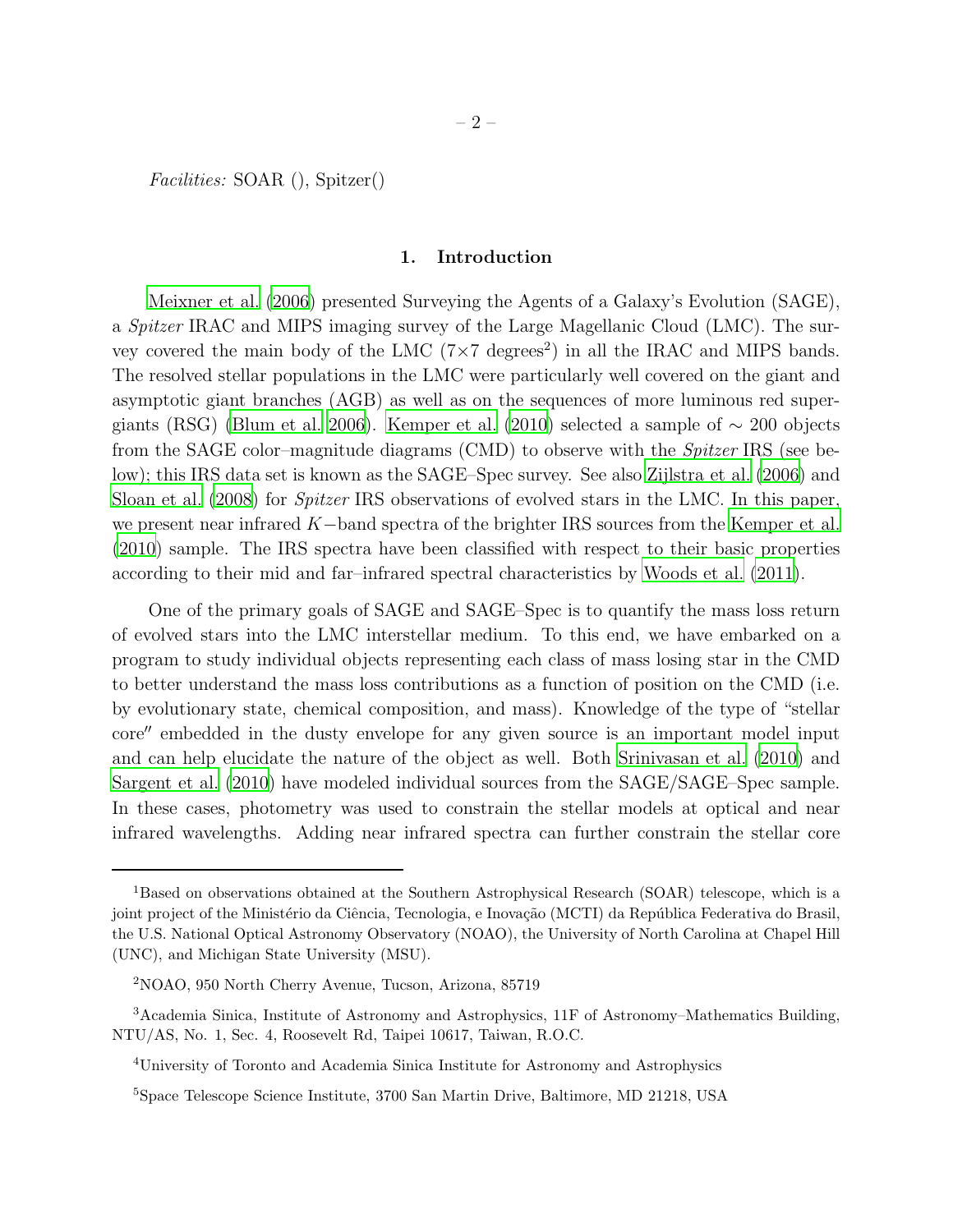*Facilities:* SOAR (), Spitzer()

## 1. Introduction

Meixner et al. (2006) presented Surveying the Agents of a Galaxy's Evolution (SAGE), a *Spitzer* IRAC and MIPS imaging survey of the Large Magellanic Cloud (LMC). The survey covered the main body of the LMC (7×7 degrees$^2$) in all the IRAC and MIPS bands. The resolved stellar populations in the LMC were particularly well covered on the giant and asymptotic giant branches (AGB) as well as on the sequences of more luminous red supergiants (RSG) (Blum et al. 2006). Kemper et al. (2010) selected a sample of $\sim$ 200 objects from the SAGE color–magnitude diagrams (CMD) to observe with the *Spitzer* IRS (see below); this IRS data set is known as the SAGE–Spec survey. See also Zijlstra et al. (2006) and Sloan et al. (2008) for *Spitzer* IRS observations of evolved stars in the LMC. In this paper, we present near infrared $K-$band spectra of the brighter IRS sources from the Kemper et al. (2010) sample. The IRS spectra have been classified with respect to their basic properties according to their mid and far–infrared spectral characteristics by Woods et al. (2011).

One of the primary goals of SAGE and SAGE–Spec is to quantify the mass loss return of evolved stars into the LMC interstellar medium. To this end, we have embarked on a program to study individual objects representing each class of mass losing star in the CMD to better understand the mass loss contributions as a function of position on the CMD (i.e. by evolutionary state, chemical composition, and mass). Knowledge of the type of "stellar core″ embedded in the dusty envelope for any given source is an important model input and can help elucidate the nature of the object as well. Both Srinivasan et al. (2010) and Sargent et al. (2010) have modeled individual sources from the SAGE/SAGE–Spec sample. In these cases, photometry was used to constrain the stellar models at optical and near infrared wavelengths. Adding near infrared spectra can further constrain the stellar core

---

[1]Based on observations obtained at the Southern Astrophysical Research (SOAR) telescope, which is a joint project of the Ministério da Ciência, Tecnologia, e Inovação (MCTI) da República Federativa do Brasil, the U.S. National Optical Astronomy Observatory (NOAO), the University of North Carolina at Chapel Hill (UNC), and Michigan State University (MSU).

[2]NOAO, 950 North Cherry Avenue, Tucson, Arizona, 85719

[3]Academia Sinica, Institute of Astronomy and Astrophysics, 11F of Astronomy–Mathematics Building, NTU/AS, No. 1, Sec. 4, Roosevelt Rd, Taipei 10617, Taiwan, R.O.C.

[4]University of Toronto and Academia Sinica Institute for Astronomy and Astrophysics

[5]Space Telescope Science Institute, 3700 San Martin Drive, Baltimore, MD 21218, USA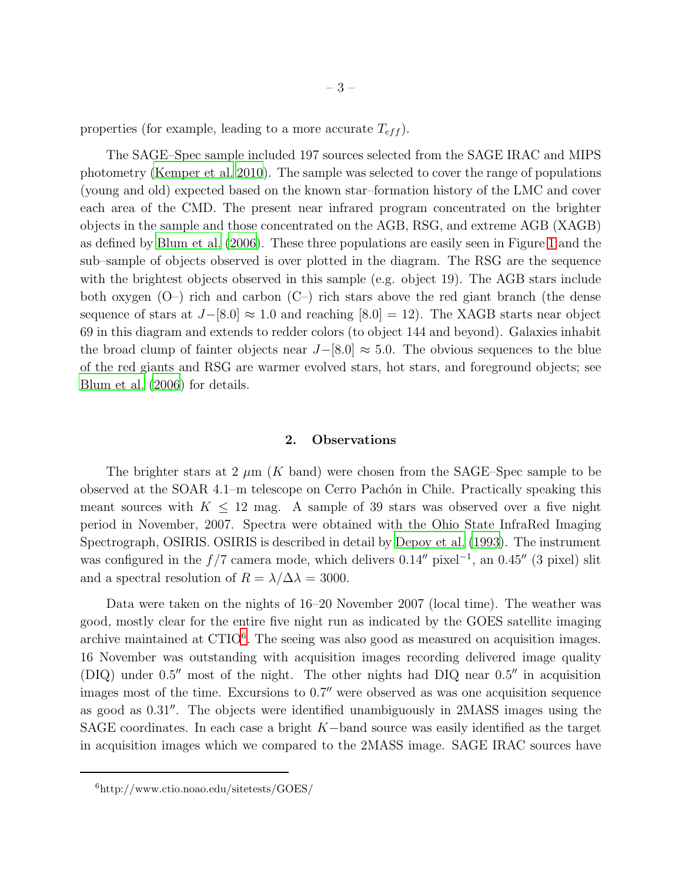properties (for example, leading to a more accurate $T_{eff}$).

The SAGE–Spec sample included 197 sources selected from the SAGE IRAC and MIPS photometry (Kemper et al. 2010). The sample was selected to cover the range of populations (young and old) expected based on the known star–formation history of the LMC and cover each area of the CMD. The present near infrared program concentrated on the brighter objects in the sample and those concentrated on the AGB, RSG, and extreme AGB (XAGB) as defined by Blum et al. (2006). These three populations are easily seen in Figure 1 and the sub–sample of objects observed is over plotted in the diagram. The RSG are the sequence with the brightest objects observed in this sample (e.g. object 19). The AGB stars include both oxygen (O–) rich and carbon (C–) rich stars above the red giant branch (the dense sequence of stars at $J-[8.0] \approx 1.0$ and reaching $[8.0] = 12$). The XAGB starts near object 69 in this diagram and extends to redder colors (to object 144 and beyond). Galaxies inhabit the broad clump of fainter objects near $J-[8.0] \approx 5.0$. The obvious sequences to the blue of the red giants and RSG are warmer evolved stars, hot stars, and foreground objects; see Blum et al. (2006) for details.

## 2. Observations

The brighter stars at 2 $\mu$m ($K$ band) were chosen from the SAGE–Spec sample to be observed at the SOAR 4.1–m telescope on Cerro Pachón in Chile. Practically speaking this meant sources with $K \leq 12$ mag. A sample of 39 stars was observed over a five night period in November, 2007. Spectra were obtained with the Ohio State InfraRed Imaging Spectrograph, OSIRIS. OSIRIS is described in detail by Depoy et al. (1993). The instrument was configured in the $f/7$ camera mode, which delivers $0.14''$ pixel$^{-1}$, an $0.45''$ (3 pixel) slit and a spectral resolution of $R = \lambda/\Delta\lambda = 3000$.

Data were taken on the nights of 16–20 November 2007 (local time). The weather was good, mostly clear for the entire five night run as indicated by the GOES satellite imaging archive maintained at CTIO[6]. The seeing was also good as measured on acquisition images. 16 November was outstanding with acquisition images recording delivered image quality (DIQ) under $0.5''$ most of the night. The other nights had DIQ near $0.5''$ in acquisition images most of the time. Excursions to $0.7''$ were observed as was one acquisition sequence as good as $0.31''$. The objects were identified unambiguously in 2MASS images using the SAGE coordinates. In each case a bright $K-$band source was easily identified as the target in acquisition images which we compared to the 2MASS image. SAGE IRAC sources have

[6]http://www.ctio.noao.edu/sitetests/GOES/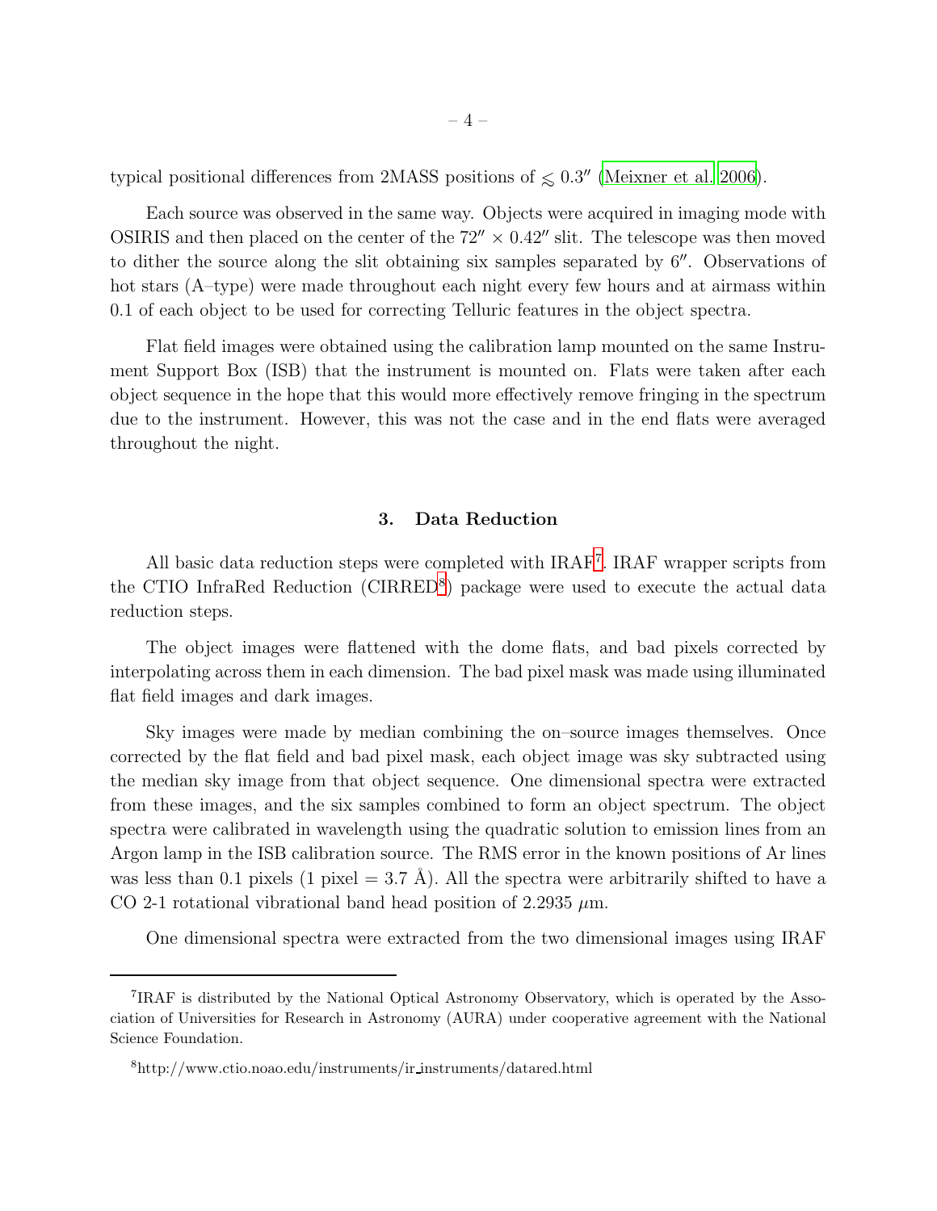typical positional differences from 2MASS positions of $\lesssim 0.3''$ (Meixner et al. 2006).

Each source was observed in the same way. Objects were acquired in imaging mode with OSIRIS and then placed on the center of the $72'' \times 0.42''$ slit. The telescope was then moved to dither the source along the slit obtaining six samples separated by $6''$. Observations of hot stars (A–type) were made throughout each night every few hours and at airmass within 0.1 of each object to be used for correcting Telluric features in the object spectra.

Flat field images were obtained using the calibration lamp mounted on the same Instrument Support Box (ISB) that the instrument is mounted on. Flats were taken after each object sequence in the hope that this would more effectively remove fringing in the spectrum due to the instrument. However, this was not the case and in the end flats were averaged throughout the night.

## 3. Data Reduction

All basic data reduction steps were completed with IRAF[7]. IRAF wrapper scripts from the CTIO InfraRed Reduction (CIRRED[8]) package were used to execute the actual data reduction steps.

The object images were flattened with the dome flats, and bad pixels corrected by interpolating across them in each dimension. The bad pixel mask was made using illuminated flat field images and dark images.

Sky images were made by median combining the on–source images themselves. Once corrected by the flat field and bad pixel mask, each object image was sky subtracted using the median sky image from that object sequence. One dimensional spectra were extracted from these images, and the six samples combined to form an object spectrum. The object spectra were calibrated in wavelength using the quadratic solution to emission lines from an Argon lamp in the ISB calibration source. The RMS error in the known positions of Ar lines was less than 0.1 pixels (1 pixel = 3.7 Å). All the spectra were arbitrarily shifted to have a CO 2-1 rotational vibrational band head position of 2.2935 $\mu$m.

One dimensional spectra were extracted from the two dimensional images using IRAF

---

[7]IRAF is distributed by the National Optical Astronomy Observatory, which is operated by the Association of Universities for Research in Astronomy (AURA) under cooperative agreement with the National Science Foundation.

[8]http://www.ctio.noao.edu/instruments/ir_instruments/datared.html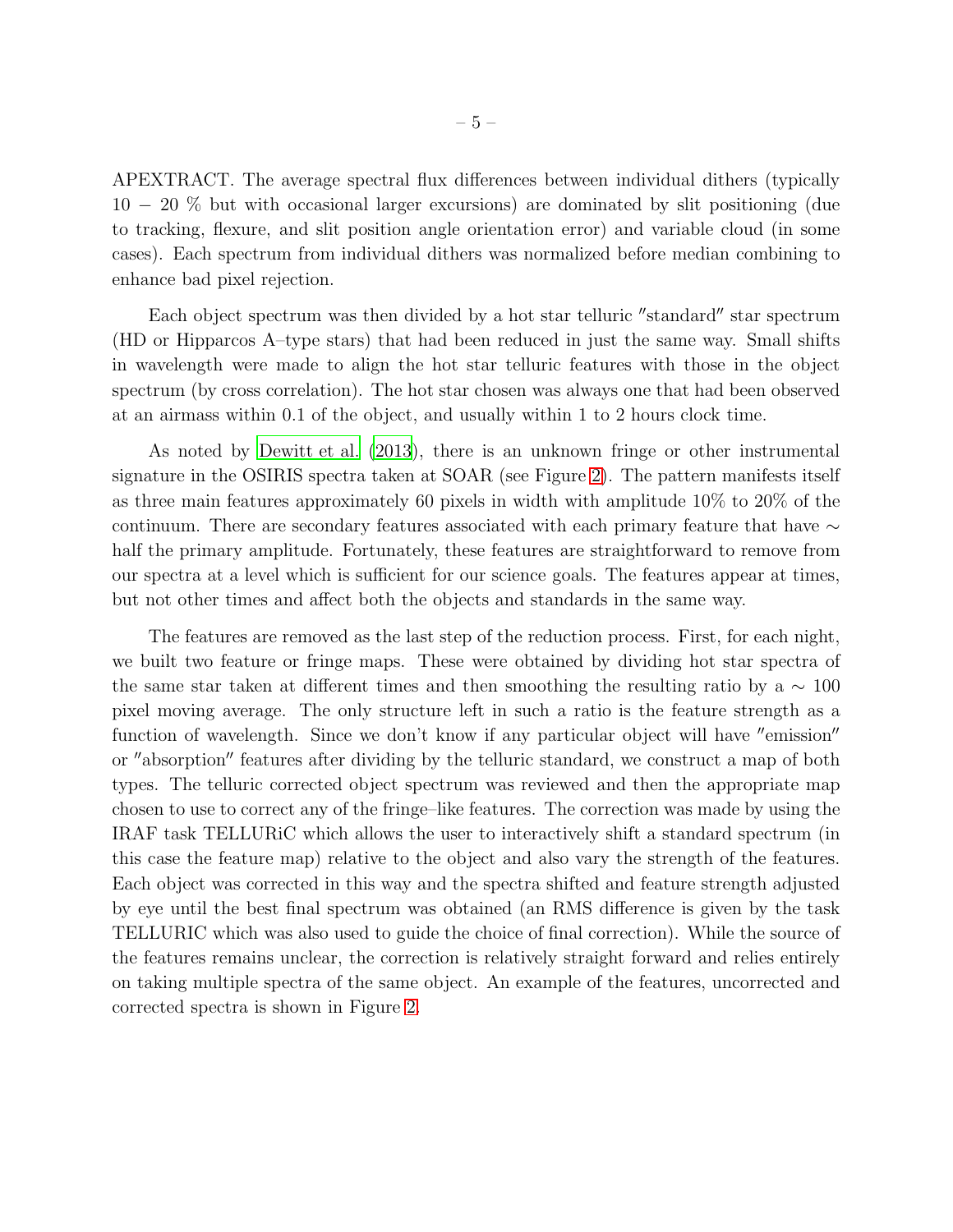APEXTRACT. The average spectral flux differences between individual dithers (typically $10 - 20$ % but with occasional larger excursions) are dominated by slit positioning (due to tracking, flexure, and slit position angle orientation error) and variable cloud (in some cases). Each spectrum from individual dithers was normalized before median combining to enhance bad pixel rejection.

Each object spectrum was then divided by a hot star telluric ″standard″ star spectrum (HD or Hipparcos A–type stars) that had been reduced in just the same way. Small shifts in wavelength were made to align the hot star telluric features with those in the object spectrum (by cross correlation). The hot star chosen was always one that had been observed at an airmass within 0.1 of the object, and usually within 1 to 2 hours clock time.

As noted by Dewitt et al. (2013), there is an unknown fringe or other instrumental signature in the OSIRIS spectra taken at SOAR (see Figure 2). The pattern manifests itself as three main features approximately 60 pixels in width with amplitude 10% to 20% of the continuum. There are secondary features associated with each primary feature that have $\sim$ half the primary amplitude. Fortunately, these features are straightforward to remove from our spectra at a level which is sufficient for our science goals. The features appear at times, but not other times and affect both the objects and standards in the same way.

The features are removed as the last step of the reduction process. First, for each night, we built two feature or fringe maps. These were obtained by dividing hot star spectra of the same star taken at different times and then smoothing the resulting ratio by a $\sim$ 100 pixel moving average. The only structure left in such a ratio is the feature strength as a function of wavelength. Since we don't know if any particular object will have ″emission″ or ″absorption″ features after dividing by the telluric standard, we construct a map of both types. The telluric corrected object spectrum was reviewed and then the appropriate map chosen to use to correct any of the fringe–like features. The correction was made by using the IRAF task TELLURiC which allows the user to interactively shift a standard spectrum (in this case the feature map) relative to the object and also vary the strength of the features. Each object was corrected in this way and the spectra shifted and feature strength adjusted by eye until the best final spectrum was obtained (an RMS difference is given by the task TELLURIC which was also used to guide the choice of final correction). While the source of the features remains unclear, the correction is relatively straight forward and relies entirely on taking multiple spectra of the same object. An example of the features, uncorrected and corrected spectra is shown in Figure 2.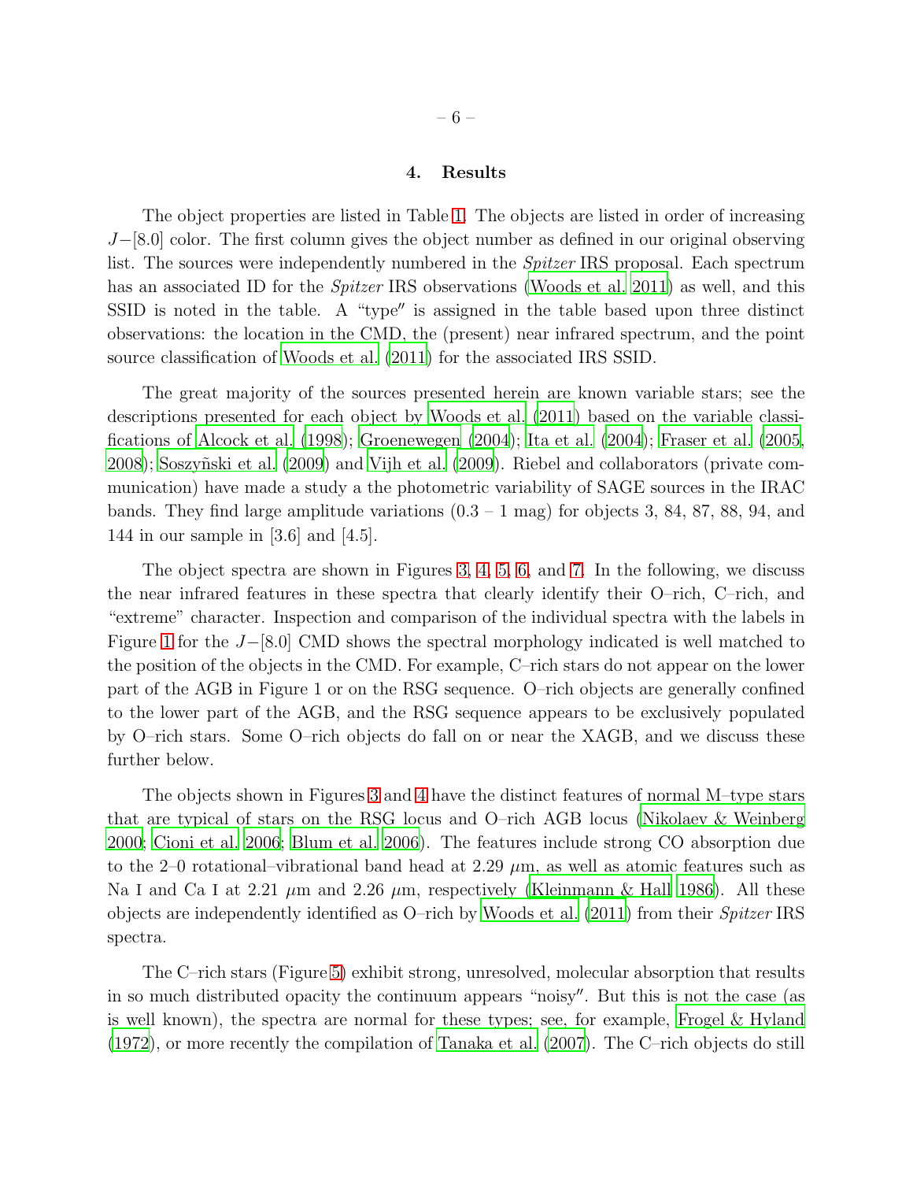## 4. Results

The object properties are listed in Table 1. The objects are listed in order of increasing $J-[8.0]$ color. The first column gives the object number as defined in our original observing list. The sources were independently numbered in the *Spitzer* IRS proposal. Each spectrum has an associated ID for the *Spitzer* IRS observations (Woods et al. 2011) as well, and this SSID is noted in the table. A "type″ is assigned in the table based upon three distinct observations: the location in the CMD, the (present) near infrared spectrum, and the point source classification of Woods et al. (2011) for the associated IRS SSID.

The great majority of the sources presented herein are known variable stars; see the descriptions presented for each object by Woods et al. (2011) based on the variable classifications of Alcock et al. (1998); Groenewegen (2004); Ita et al. (2004); Fraser et al. (2005, 2008); Soszyñski et al. (2009) and Vijh et al. (2009). Riebel and collaborators (private communication) have made a study a the photometric variability of SAGE sources in the IRAC bands. They find large amplitude variations (0.3 – 1 mag) for objects 3, 84, 87, 88, 94, and 144 in our sample in [3.6] and [4.5].

The object spectra are shown in Figures 3, 4, 5, 6, and 7. In the following, we discuss the near infrared features in these spectra that clearly identify their O–rich, C–rich, and "extreme" character. Inspection and comparison of the individual spectra with the labels in Figure 1 for the $J-[8.0]$ CMD shows the spectral morphology indicated is well matched to the position of the objects in the CMD. For example, C–rich stars do not appear on the lower part of the AGB in Figure 1 or on the RSG sequence. O–rich objects are generally confined to the lower part of the AGB, and the RSG sequence appears to be exclusively populated by O–rich stars. Some O–rich objects do fall on or near the XAGB, and we discuss these further below.

The objects shown in Figures 3 and 4 have the distinct features of normal M–type stars that are typical of stars on the RSG locus and O–rich AGB locus (Nikolaev & Weinberg 2000; Cioni et al. 2006; Blum et al. 2006). The features include strong CO absorption due to the 2–0 rotational–vibrational band head at 2.29 $\mu$m, as well as atomic features such as Na I and Ca I at 2.21 $\mu$m and 2.26 $\mu$m, respectively (Kleinmann & Hall 1986). All these objects are independently identified as O–rich by Woods et al. (2011) from their *Spitzer* IRS spectra.

The C–rich stars (Figure 5) exhibit strong, unresolved, molecular absorption that results in so much distributed opacity the continuum appears "noisy″. But this is not the case (as is well known), the spectra are normal for these types; see, for example, Frogel & Hyland (1972), or more recently the compilation of Tanaka et al. (2007). The C–rich objects do still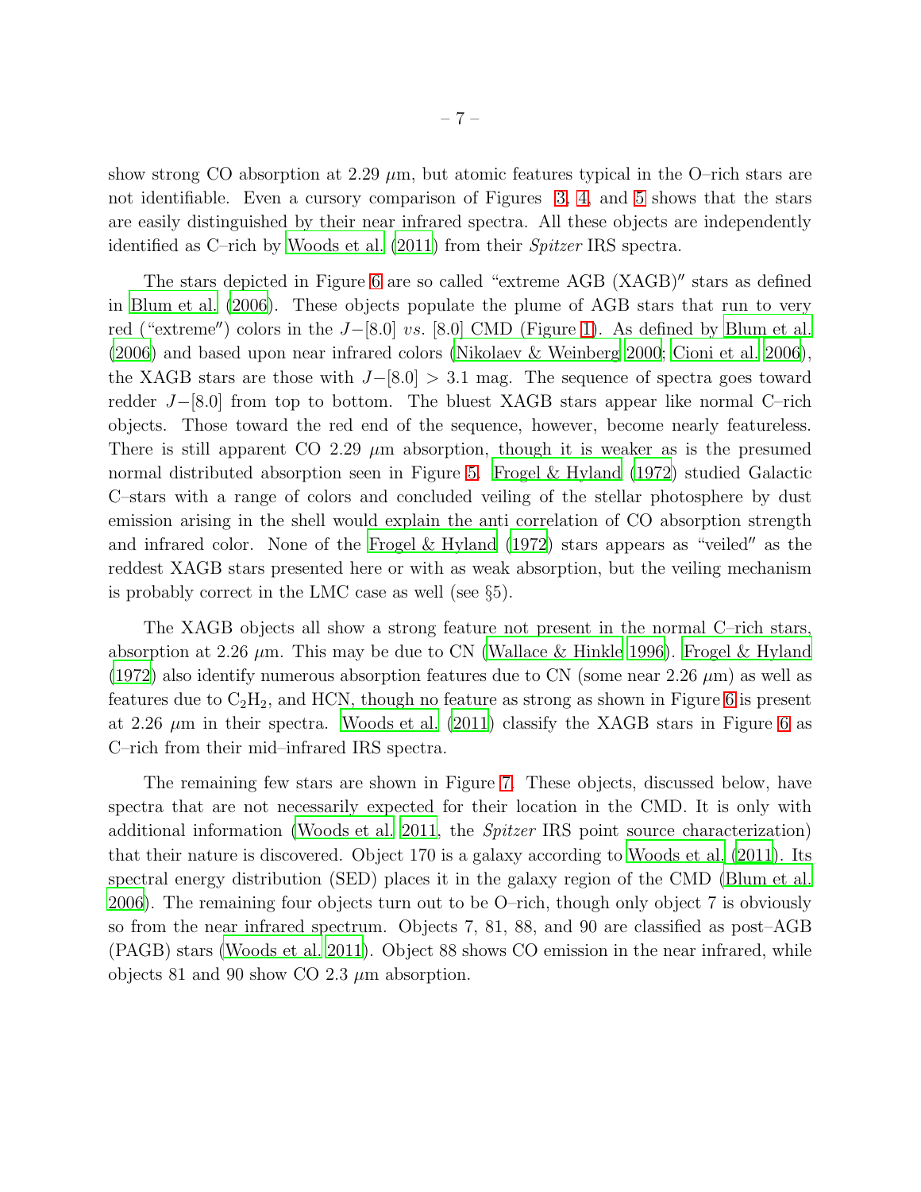show strong CO absorption at 2.29 $\mu$m, but atomic features typical in the O–rich stars are not identifiable. Even a cursory comparison of Figures 3, 4, and 5 shows that the stars are easily distinguished by their near infrared spectra. All these objects are independently identified as C–rich by Woods et al. (2011) from their *Spitzer* IRS spectra.

The stars depicted in Figure 6 are so called "extreme AGB (XAGB)″ stars as defined in Blum et al. (2006). These objects populate the plume of AGB stars that run to very red ("extreme″) colors in the $J-[8.0]$ *vs.* [8.0] CMD (Figure 1). As defined by Blum et al. (2006) and based upon near infrared colors (Nikolaev & Weinberg 2000; Cioni et al. 2006), the XAGB stars are those with $J-[8.0] > 3.1$ mag. The sequence of spectra goes toward redder $J-[8.0]$ from top to bottom. The bluest XAGB stars appear like normal C–rich objects. Those toward the red end of the sequence, however, become nearly featureless. There is still apparent CO 2.29 $\mu$m absorption, though it is weaker as is the presumed normal distributed absorption seen in Figure 5. Frogel & Hyland (1972) studied Galactic C–stars with a range of colors and concluded veiling of the stellar photosphere by dust emission arising in the shell would explain the anti correlation of CO absorption strength and infrared color. None of the Frogel & Hyland (1972) stars appears as "veiled″ as the reddest XAGB stars presented here or with as weak absorption, but the veiling mechanism is probably correct in the LMC case as well (see §5).

The XAGB objects all show a strong feature not present in the normal C–rich stars, absorption at 2.26 $\mu$m. This may be due to CN (Wallace & Hinkle 1996). Frogel & Hyland (1972) also identify numerous absorption features due to CN (some near 2.26 $\mu$m) as well as features due to $C_2H_2$, and HCN, though no feature as strong as shown in Figure 6 is present at 2.26 $\mu$m in their spectra. Woods et al. (2011) classify the XAGB stars in Figure 6 as C–rich from their mid–infrared IRS spectra.

The remaining few stars are shown in Figure 7. These objects, discussed below, have spectra that are not necessarily expected for their location in the CMD. It is only with additional information (Woods et al. 2011, the *Spitzer* IRS point source characterization) that their nature is discovered. Object 170 is a galaxy according to Woods et al. (2011). Its spectral energy distribution (SED) places it in the galaxy region of the CMD (Blum et al. 2006). The remaining four objects turn out to be O–rich, though only object 7 is obviously so from the near infrared spectrum. Objects 7, 81, 88, and 90 are classified as post–AGB (PAGB) stars (Woods et al. 2011). Object 88 shows CO emission in the near infrared, while objects 81 and 90 show CO 2.3 $\mu$m absorption.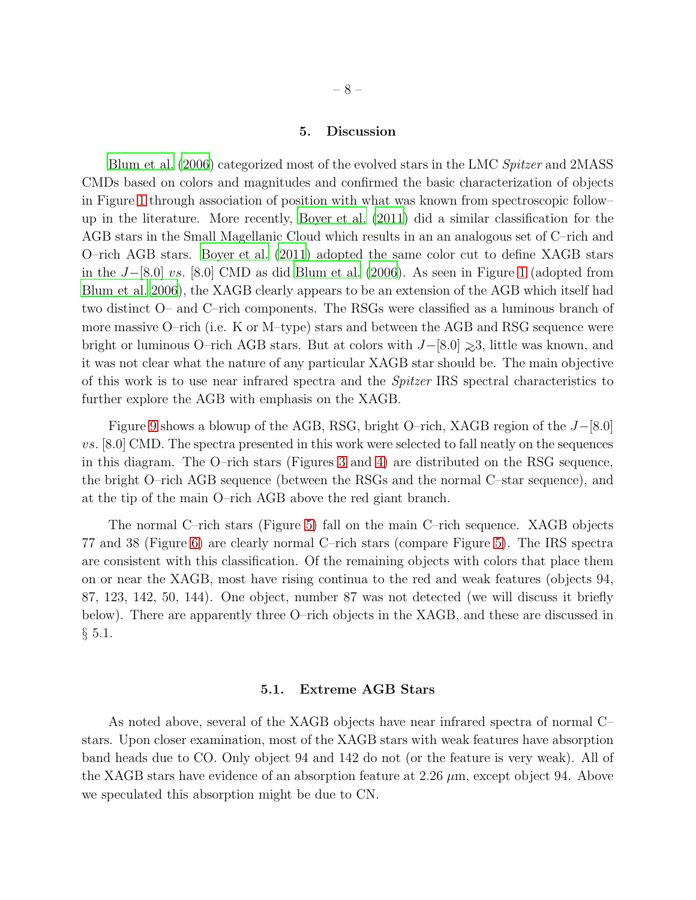## 5. Discussion

Blum et al. (2006) categorized most of the evolved stars in the LMC *Spitzer* and 2MASS CMDs based on colors and magnitudes and confirmed the basic characterization of objects in Figure 1 through association of position with what was known from spectroscopic follow–up in the literature. More recently, Boyer et al. (2011) did a similar classification for the AGB stars in the Small Magellanic Cloud which results in an an analogous set of C–rich and O–rich AGB stars. Boyer et al. (2011) adopted the same color cut to define XAGB stars in the $J-[8.0]$ *vs.* [8.0] CMD as did Blum et al. (2006). As seen in Figure 1 (adopted from Blum et al. 2006), the XAGB clearly appears to be an extension of the AGB which itself had two distinct O– and C–rich components. The RSGs were classified as a luminous branch of more massive O–rich (i.e. K or M–type) stars and between the AGB and RSG sequence were bright or luminous O–rich AGB stars. But at colors with $J-[8.0] \gtrsim 3$, little was known, and it was not clear what the nature of any particular XAGB star should be. The main objective of this work is to use near infrared spectra and the *Spitzer* IRS spectral characteristics to further explore the AGB with emphasis on the XAGB.

Figure 9 shows a blowup of the AGB, RSG, bright O–rich, XAGB region of the $J-[8.0]$ *vs.* [8.0] CMD. The spectra presented in this work were selected to fall neatly on the sequences in this diagram. The O–rich stars (Figures 3 and 4) are distributed on the RSG sequence, the bright O–rich AGB sequence (between the RSGs and the normal C–star sequence), and at the tip of the main O–rich AGB above the red giant branch.

The normal C–rich stars (Figure 5) fall on the main C–rich sequence. XAGB objects 77 and 38 (Figure 6) are clearly normal C–rich stars (compare Figure 5). The IRS spectra are consistent with this classification. Of the remaining objects with colors that place them on or near the XAGB, most have rising continua to the red and weak features (objects 94, 87, 123, 142, 50, 144). One object, number 87 was not detected (we will discuss it briefly below). There are apparently three O–rich objects in the XAGB, and these are discussed in § 5.1.

### 5.1. Extreme AGB Stars

As noted above, several of the XAGB objects have near infrared spectra of normal C–stars. Upon closer examination, most of the XAGB stars with weak features have absorption band heads due to CO. Only object 94 and 142 do not (or the feature is very weak). All of the XAGB stars have evidence of an absorption feature at 2.26 $\mu$m, except object 94. Above we speculated this absorption might be due to CN.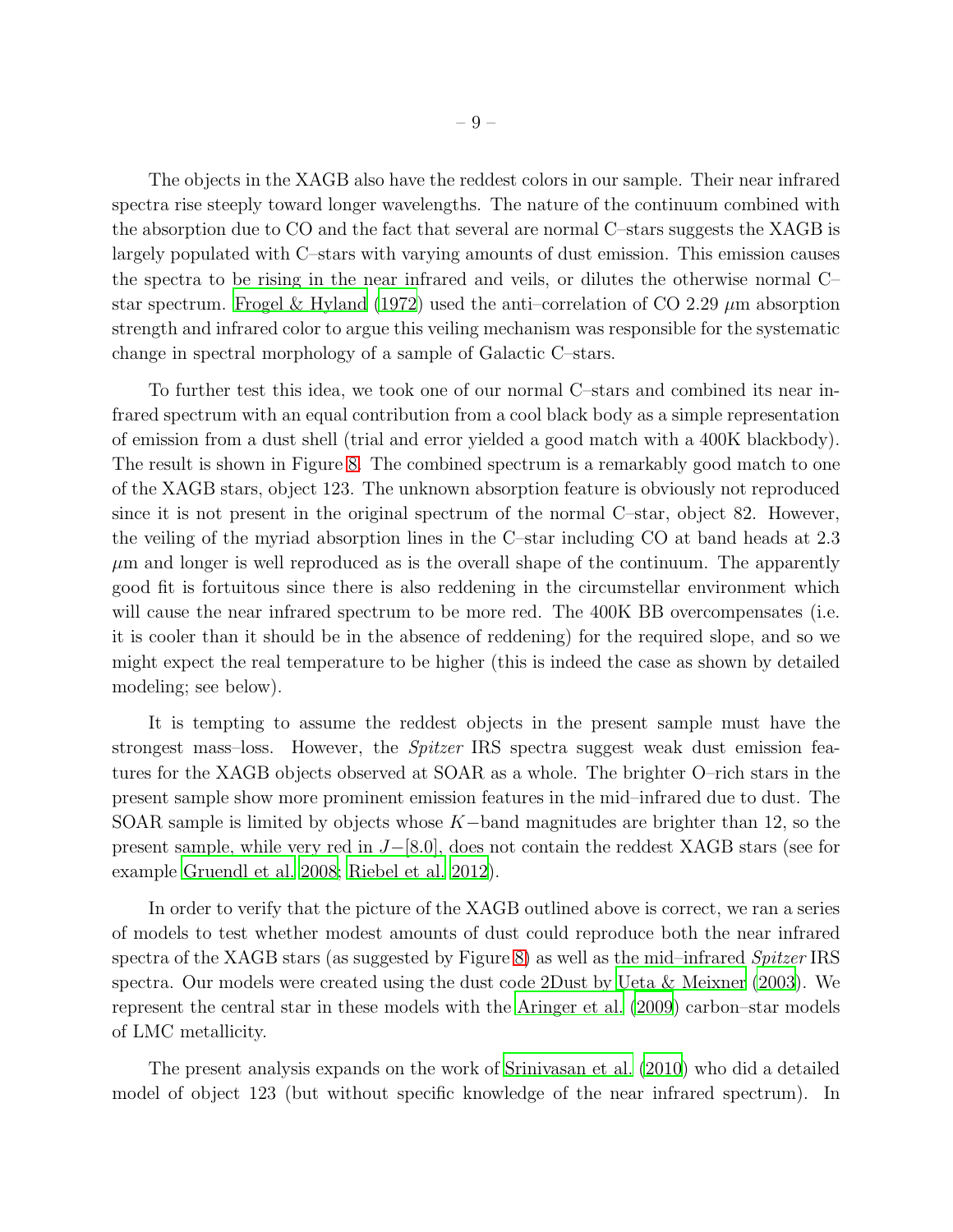The objects in the XAGB also have the reddest colors in our sample. Their near infrared spectra rise steeply toward longer wavelengths. The nature of the continuum combined with the absorption due to CO and the fact that several are normal C–stars suggests the XAGB is largely populated with C–stars with varying amounts of dust emission. This emission causes the spectra to be rising in the near infrared and veils, or dilutes the otherwise normal C–star spectrum. Frogel & Hyland (1972) used the anti–correlation of CO 2.29 $\mu$m absorption strength and infrared color to argue this veiling mechanism was responsible for the systematic change in spectral morphology of a sample of Galactic C–stars.

To further test this idea, we took one of our normal C–stars and combined its near infrared spectrum with an equal contribution from a cool black body as a simple representation of emission from a dust shell (trial and error yielded a good match with a 400K blackbody). The result is shown in Figure 8. The combined spectrum is a remarkably good match to one of the XAGB stars, object 123. The unknown absorption feature is obviously not reproduced since it is not present in the original spectrum of the normal C–star, object 82. However, the veiling of the myriad absorption lines in the C–star including CO at band heads at 2.3 $\mu$m and longer is well reproduced as is the overall shape of the continuum. The apparently good fit is fortuitous since there is also reddening in the circumstellar environment which will cause the near infrared spectrum to be more red. The 400K BB overcompensates (i.e. it is cooler than it should be in the absence of reddening) for the required slope, and so we might expect the real temperature to be higher (this is indeed the case as shown by detailed modeling; see below).

It is tempting to assume the reddest objects in the present sample must have the strongest mass–loss. However, the *Spitzer* IRS spectra suggest weak dust emission features for the XAGB objects observed at SOAR as a whole. The brighter O–rich stars in the present sample show more prominent emission features in the mid–infrared due to dust. The SOAR sample is limited by objects whose $K-$band magnitudes are brighter than 12, so the present sample, while very red in $J-[8.0]$, does not contain the reddest XAGB stars (see for example Gruendl et al. 2008; Riebel et al. 2012).

In order to verify that the picture of the XAGB outlined above is correct, we ran a series of models to test whether modest amounts of dust could reproduce both the near infrared spectra of the XAGB stars (as suggested by Figure 8) as well as the mid–infrared *Spitzer* IRS spectra. Our models were created using the dust code 2Dust by Ueta & Meixner (2003). We represent the central star in these models with the Aringer et al. (2009) carbon–star models of LMC metallicity.

The present analysis expands on the work of Srinivasan et al. (2010) who did a detailed model of object 123 (but without specific knowledge of the near infrared spectrum). In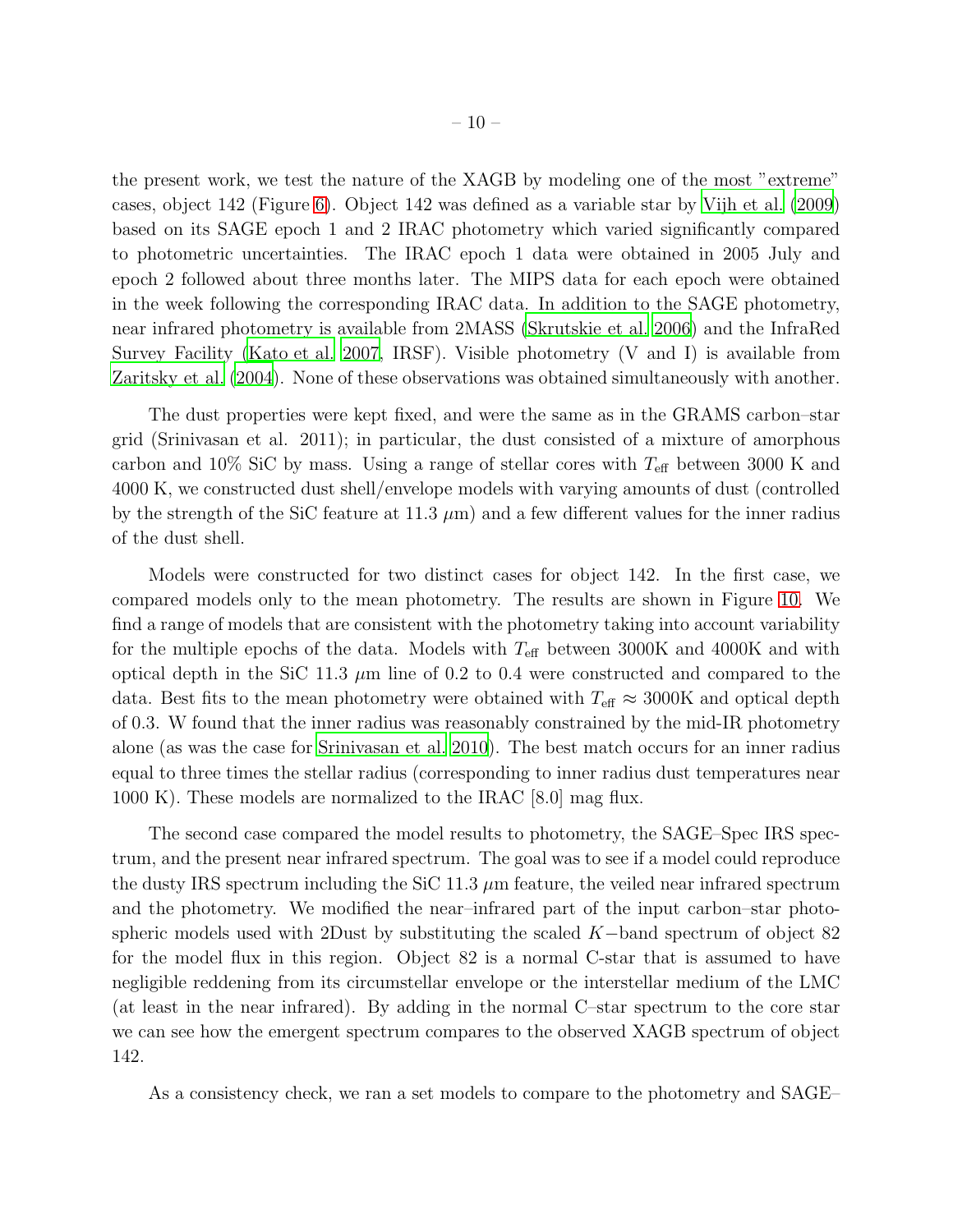the present work, we test the nature of the XAGB by modeling one of the most "extreme" cases, object 142 (Figure 6). Object 142 was defined as a variable star by Vijh et al. (2009) based on its SAGE epoch 1 and 2 IRAC photometry which varied significantly compared to photometric uncertainties. The IRAC epoch 1 data were obtained in 2005 July and epoch 2 followed about three months later. The MIPS data for each epoch were obtained in the week following the corresponding IRAC data. In addition to the SAGE photometry, near infrared photometry is available from 2MASS (Skrutskie et al. 2006) and the InfraRed Survey Facility (Kato et al. 2007, IRSF). Visible photometry (V and I) is available from Zaritsky et al. (2004). None of these observations was obtained simultaneously with another.

The dust properties were kept fixed, and were the same as in the GRAMS carbon–star grid (Srinivasan et al. 2011); in particular, the dust consisted of a mixture of amorphous carbon and 10% SiC by mass. Using a range of stellar cores with $T_{\rm eff}$ between 3000 K and 4000 K, we constructed dust shell/envelope models with varying amounts of dust (controlled by the strength of the SiC feature at 11.3 $\mu$m) and a few different values for the inner radius of the dust shell.

Models were constructed for two distinct cases for object 142. In the first case, we compared models only to the mean photometry. The results are shown in Figure 10. We find a range of models that are consistent with the photometry taking into account variability for the multiple epochs of the data. Models with $T_{\rm eff}$ between 3000K and 4000K and with optical depth in the SiC 11.3 $\mu$m line of 0.2 to 0.4 were constructed and compared to the data. Best fits to the mean photometry were obtained with $T_{\rm eff} \approx 3000$K and optical depth of 0.3. W found that the inner radius was reasonably constrained by the mid-IR photometry alone (as was the case for Srinivasan et al. 2010). The best match occurs for an inner radius equal to three times the stellar radius (corresponding to inner radius dust temperatures near 1000 K). These models are normalized to the IRAC [8.0] mag flux.

The second case compared the model results to photometry, the SAGE–Spec IRS spectrum, and the present near infrared spectrum. The goal was to see if a model could reproduce the dusty IRS spectrum including the SiC 11.3 $\mu$m feature, the veiled near infrared spectrum and the photometry. We modified the near–infrared part of the input carbon–star photospheric models used with 2Dust by substituting the scaled $K-$band spectrum of object 82 for the model flux in this region. Object 82 is a normal C-star that is assumed to have negligible reddening from its circumstellar envelope or the interstellar medium of the LMC (at least in the near infrared). By adding in the normal C–star spectrum to the core star we can see how the emergent spectrum compares to the observed XAGB spectrum of object 142.

As a consistency check, we ran a set models to compare to the photometry and SAGE–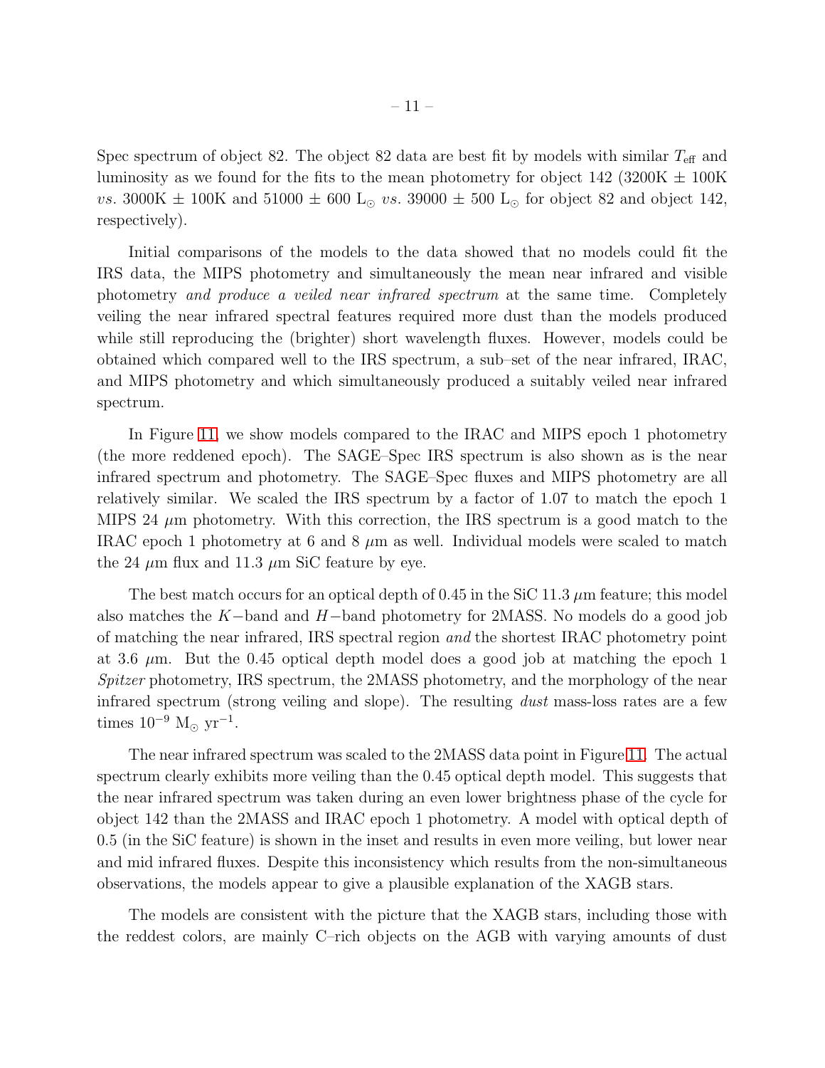Spec spectrum of object 82. The object 82 data are best fit by models with similar $T_{\rm eff}$ and luminosity as we found for the fits to the mean photometry for object 142 (3200K $\pm$ 100K *vs.* 3000K $\pm$ 100K and 51000 $\pm$ 600 $L_\odot$ *vs.* 39000 $\pm$ 500 $L_\odot$ for object 82 and object 142, respectively).

Initial comparisons of the models to the data showed that no models could fit the IRS data, the MIPS photometry and simultaneously the mean near infrared and visible photometry *and produce a veiled near infrared spectrum* at the same time. Completely veiling the near infrared spectral features required more dust than the models produced while still reproducing the (brighter) short wavelength fluxes. However, models could be obtained which compared well to the IRS spectrum, a sub–set of the near infrared, IRAC, and MIPS photometry and which simultaneously produced a suitably veiled near infrared spectrum.

In Figure 11, we show models compared to the IRAC and MIPS epoch 1 photometry (the more reddened epoch). The SAGE–Spec IRS spectrum is also shown as is the near infrared spectrum and photometry. The SAGE–Spec fluxes and MIPS photometry are all relatively similar. We scaled the IRS spectrum by a factor of 1.07 to match the epoch 1 MIPS 24 $\mu$m photometry. With this correction, the IRS spectrum is a good match to the IRAC epoch 1 photometry at 6 and 8 $\mu$m as well. Individual models were scaled to match the 24 $\mu$m flux and 11.3 $\mu$m SiC feature by eye.

The best match occurs for an optical depth of 0.45 in the SiC 11.3 $\mu$m feature; this model also matches the $K-$band and $H-$band photometry for 2MASS. No models do a good job of matching the near infrared, IRS spectral region *and* the shortest IRAC photometry point at 3.6 $\mu$m. But the 0.45 optical depth model does a good job at matching the epoch 1 *Spitzer* photometry, IRS spectrum, the 2MASS photometry, and the morphology of the near infrared spectrum (strong veiling and slope). The resulting *dust* mass-loss rates are a few times $10^{-9}$ $M_\odot$ yr$^{-1}$.

The near infrared spectrum was scaled to the 2MASS data point in Figure 11. The actual spectrum clearly exhibits more veiling than the 0.45 optical depth model. This suggests that the near infrared spectrum was taken during an even lower brightness phase of the cycle for object 142 than the 2MASS and IRAC epoch 1 photometry. A model with optical depth of 0.5 (in the SiC feature) is shown in the inset and results in even more veiling, but lower near and mid infrared fluxes. Despite this inconsistency which results from the non-simultaneous observations, the models appear to give a plausible explanation of the XAGB stars.

The models are consistent with the picture that the XAGB stars, including those with the reddest colors, are mainly C–rich objects on the AGB with varying amounts of dust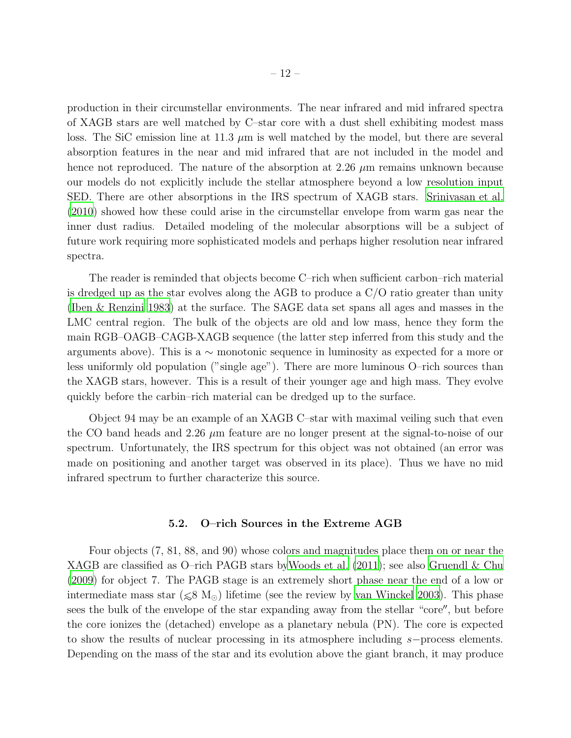production in their circumstellar environments. The near infrared and mid infrared spectra of XAGB stars are well matched by C–star core with a dust shell exhibiting modest mass loss. The SiC emission line at 11.3 $\mu$m is well matched by the model, but there are several absorption features in the near and mid infrared that are not included in the model and hence not reproduced. The nature of the absorption at 2.26 $\mu$m remains unknown because our models do not explicitly include the stellar atmosphere beyond a low resolution input SED. There are other absorptions in the IRS spectrum of XAGB stars. Srinivasan et al. (2010) showed how these could arise in the circumstellar envelope from warm gas near the inner dust radius. Detailed modeling of the molecular absorptions will be a subject of future work requiring more sophisticated models and perhaps higher resolution near infrared spectra.

The reader is reminded that objects become C–rich when sufficient carbon–rich material is dredged up as the star evolves along the AGB to produce a C/O ratio greater than unity (Iben & Renzini 1983) at the surface. The SAGE data set spans all ages and masses in the LMC central region. The bulk of the objects are old and low mass, hence they form the main RGB–OAGB–CAGB-XAGB sequence (the latter step inferred from this study and the arguments above). This is a $\sim$ monotonic sequence in luminosity as expected for a more or less uniformly old population ("single age"). There are more luminous O–rich sources than the XAGB stars, however. This is a result of their younger age and high mass. They evolve quickly before the carbin–rich material can be dredged up to the surface.

Object 94 may be an example of an XAGB C–star with maximal veiling such that even the CO band heads and 2.26 $\mu$m feature are no longer present at the signal-to-noise of our spectrum. Unfortunately, the IRS spectrum for this object was not obtained (an error was made on positioning and another target was observed in its place). Thus we have no mid infrared spectrum to further characterize this source.

### 5.2. O–rich Sources in the Extreme AGB

Four objects (7, 81, 88, and 90) whose colors and magnitudes place them on or near the XAGB are classified as O–rich PAGB stars byWoods et al. (2011); see also Gruendl & Chu (2009) for object 7. The PAGB stage is an extremely short phase near the end of a low or intermediate mass star ($\lesssim$8 $M_{\odot}$) lifetime (see the review by van Winckel 2003). This phase sees the bulk of the envelope of the star expanding away from the stellar "core", but before the core ionizes the (detached) envelope as a planetary nebula (PN). The core is expected to show the results of nuclear processing in its atmosphere including $s-$process elements. Depending on the mass of the star and its evolution above the giant branch, it may produce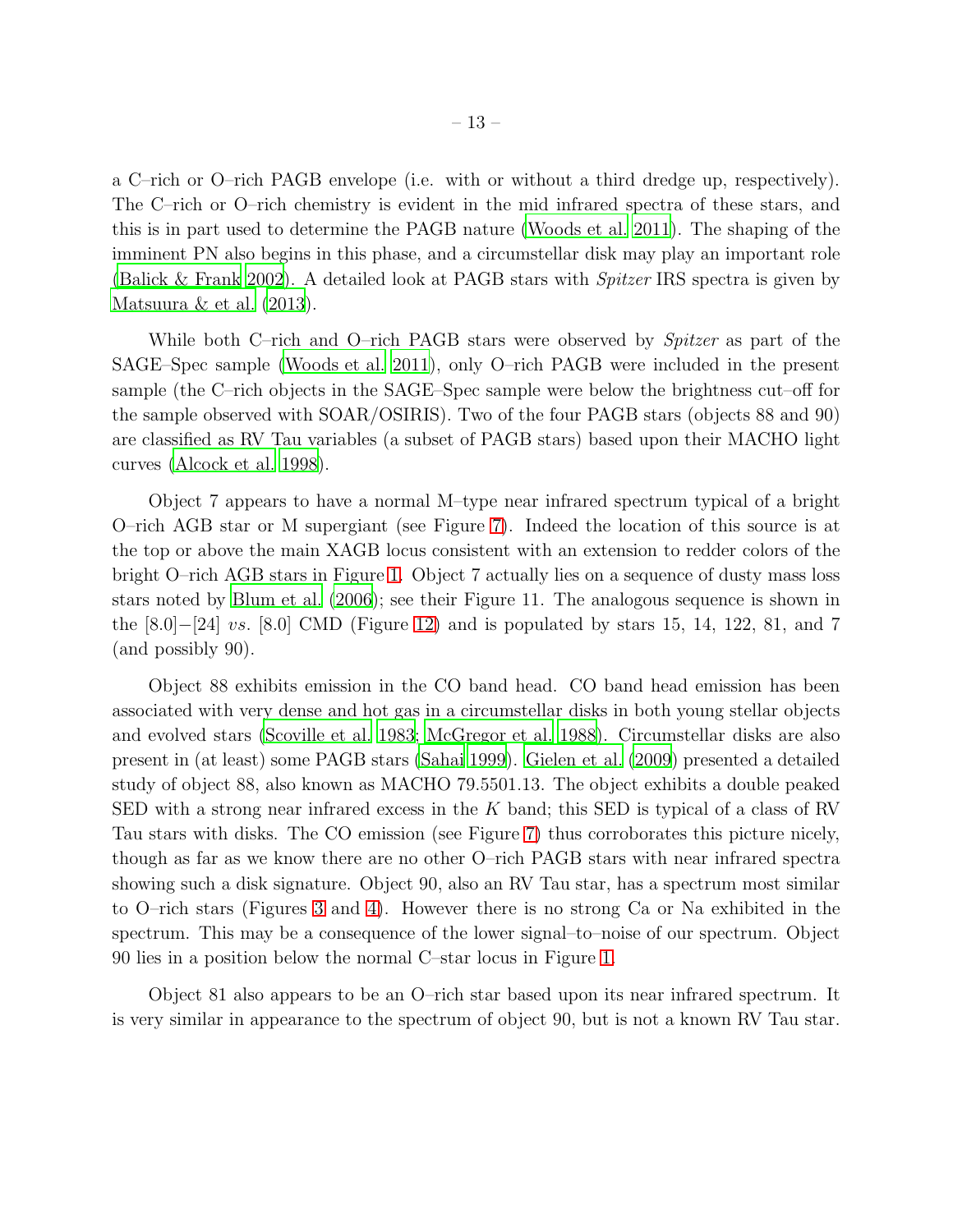a C–rich or O–rich PAGB envelope (i.e. with or without a third dredge up, respectively). The C–rich or O–rich chemistry is evident in the mid infrared spectra of these stars, and this is in part used to determine the PAGB nature (Woods et al. 2011). The shaping of the imminent PN also begins in this phase, and a circumstellar disk may play an important role (Balick & Frank 2002). A detailed look at PAGB stars with *Spitzer* IRS spectra is given by Matsuura & et al. (2013).

While both C–rich and O–rich PAGB stars were observed by *Spitzer* as part of the SAGE–Spec sample (Woods et al. 2011), only O–rich PAGB were included in the present sample (the C–rich objects in the SAGE–Spec sample were below the brightness cut–off for the sample observed with SOAR/OSIRIS). Two of the four PAGB stars (objects 88 and 90) are classified as RV Tau variables (a subset of PAGB stars) based upon their MACHO light curves (Alcock et al. 1998).

Object 7 appears to have a normal M–type near infrared spectrum typical of a bright O–rich AGB star or M supergiant (see Figure 7). Indeed the location of this source is at the top or above the main XAGB locus consistent with an extension to redder colors of the bright O–rich AGB stars in Figure 1. Object 7 actually lies on a sequence of dusty mass loss stars noted by Blum et al. (2006); see their Figure 11. The analogous sequence is shown in the [8.0]−[24] *vs.* [8.0] CMD (Figure 12) and is populated by stars 15, 14, 122, 81, and 7 (and possibly 90).

Object 88 exhibits emission in the CO band head. CO band head emission has been associated with very dense and hot gas in a circumstellar disks in both young stellar objects and evolved stars (Scoville et al. 1983; McGregor et al. 1988). Circumstellar disks are also present in (at least) some PAGB stars (Sahai 1999). Gielen et al. (2009) presented a detailed study of object 88, also known as MACHO 79.5501.13. The object exhibits a double peaked SED with a strong near infrared excess in the $K$ band; this SED is typical of a class of RV Tau stars with disks. The CO emission (see Figure 7) thus corroborates this picture nicely, though as far as we know there are no other O–rich PAGB stars with near infrared spectra showing such a disk signature. Object 90, also an RV Tau star, has a spectrum most similar to O–rich stars (Figures 3 and 4). However there is no strong Ca or Na exhibited in the spectrum. This may be a consequence of the lower signal–to–noise of our spectrum. Object 90 lies in a position below the normal C–star locus in Figure 1.

Object 81 also appears to be an O–rich star based upon its near infrared spectrum. It is very similar in appearance to the spectrum of object 90, but is not a known RV Tau star.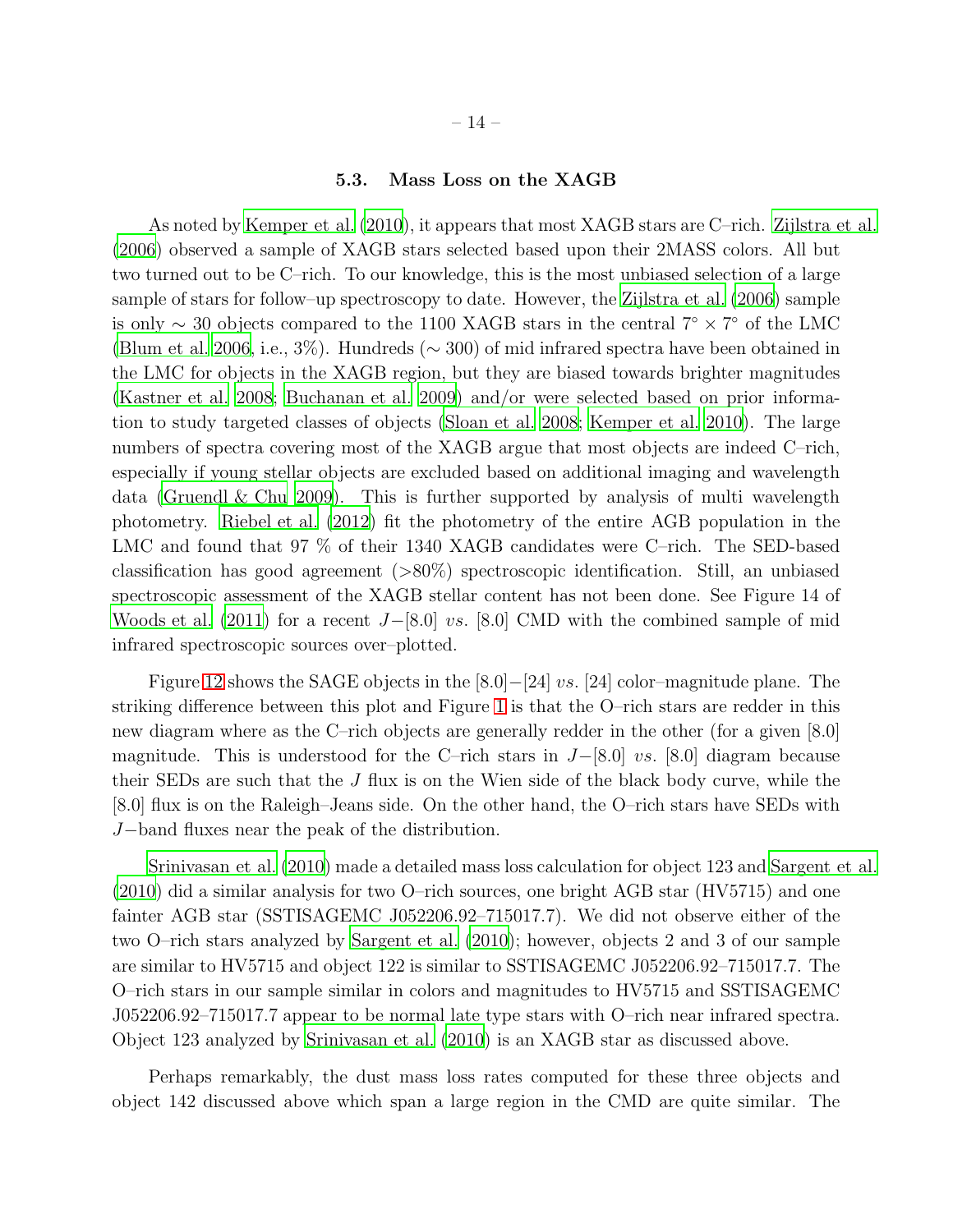### 5.3. Mass Loss on the XAGB

As noted by Kemper et al. (2010), it appears that most XAGB stars are C–rich. Zijlstra et al. (2006) observed a sample of XAGB stars selected based upon their 2MASS colors. All but two turned out to be C–rich. To our knowledge, this is the most unbiased selection of a large sample of stars for follow–up spectroscopy to date. However, the Zijlstra et al. (2006) sample is only $\sim$ 30 objects compared to the 1100 XAGB stars in the central $7^{\circ} \times 7^{\circ}$ of the LMC (Blum et al. 2006, i.e., 3%). Hundreds ($\sim$ 300) of mid infrared spectra have been obtained in the LMC for objects in the XAGB region, but they are biased towards brighter magnitudes (Kastner et al. 2008; Buchanan et al. 2009) and/or were selected based on prior information to study targeted classes of objects (Sloan et al. 2008; Kemper et al. 2010). The large numbers of spectra covering most of the XAGB argue that most objects are indeed C–rich, especially if young stellar objects are excluded based on additional imaging and wavelength data (Gruendl & Chu 2009). This is further supported by analysis of multi wavelength photometry. Riebel et al. (2012) fit the photometry of the entire AGB population in the LMC and found that 97 % of their 1340 XAGB candidates were C–rich. The SED-based classification has good agreement (>80%) spectroscopic identification. Still, an unbiased spectroscopic assessment of the XAGB stellar content has not been done. See Figure 14 of Woods et al. (2011) for a recent $J-[8.0]$ *vs.* [8.0] CMD with the combined sample of mid infrared spectroscopic sources over–plotted.

Figure 12 shows the SAGE objects in the $[8.0]-[24]$ *vs.* [24] color–magnitude plane. The striking difference between this plot and Figure 1 is that the O–rich stars are redder in this new diagram where as the C–rich objects are generally redder in the other (for a given [8.0] magnitude. This is understood for the C–rich stars in $J-[8.0]$ *vs.* [8.0] diagram because their SEDs are such that the $J$ flux is on the Wien side of the black body curve, while the [8.0] flux is on the Raleigh–Jeans side. On the other hand, the O–rich stars have SEDs with $J-$band fluxes near the peak of the distribution.

Srinivasan et al. (2010) made a detailed mass loss calculation for object 123 and Sargent et al. (2010) did a similar analysis for two O–rich sources, one bright AGB star (HV5715) and one fainter AGB star (SSTISAGEMC J052206.92–715017.7). We did not observe either of the two O–rich stars analyzed by Sargent et al. (2010); however, objects 2 and 3 of our sample are similar to HV5715 and object 122 is similar to SSTISAGEMC J052206.92–715017.7. The O–rich stars in our sample similar in colors and magnitudes to HV5715 and SSTISAGEMC J052206.92–715017.7 appear to be normal late type stars with O–rich near infrared spectra. Object 123 analyzed by Srinivasan et al. (2010) is an XAGB star as discussed above.

Perhaps remarkably, the dust mass loss rates computed for these three objects and object 142 discussed above which span a large region in the CMD are quite similar. The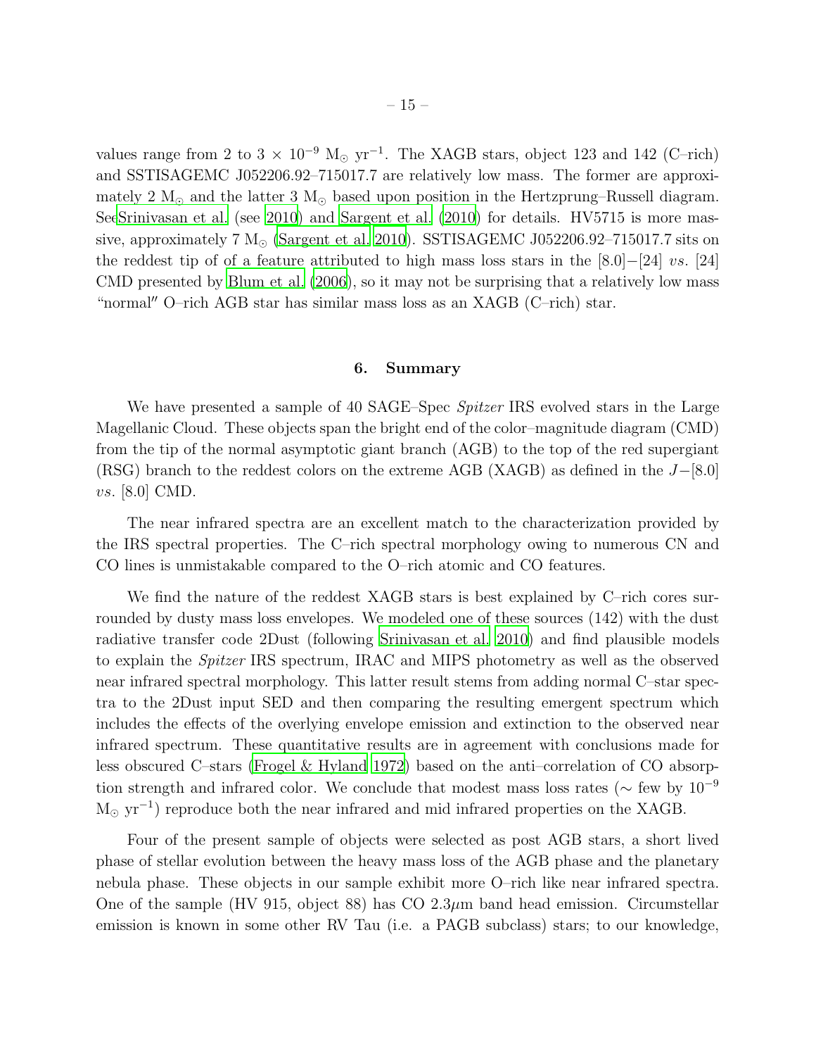values range from 2 to 3 × $10^{-9}$ $M_\odot$ $yr^{-1}$. The XAGB stars, object 123 and 142 (C–rich) and SSTISAGEMC J052206.92–715017.7 are relatively low mass. The former are approximately 2 $M_\odot$ and the latter 3 $M_\odot$ based upon position in the Hertzprung–Russell diagram. SeeSrinivasan et al. (see 2010) and Sargent et al. (2010) for details. HV5715 is more massive, approximately 7 $M_\odot$ (Sargent et al. 2010). SSTISAGEMC J052206.92–715017.7 sits on the reddest tip of of a feature attributed to high mass loss stars in the [8.0]−[24] *vs.* [24] CMD presented by Blum et al. (2006), so it may not be surprising that a relatively low mass "normal″ O–rich AGB star has similar mass loss as an XAGB (C–rich) star.

## 6. Summary

We have presented a sample of 40 SAGE–Spec *Spitzer* IRS evolved stars in the Large Magellanic Cloud. These objects span the bright end of the color–magnitude diagram (CMD) from the tip of the normal asymptotic giant branch (AGB) to the top of the red supergiant (RSG) branch to the reddest colors on the extreme AGB (XAGB) as defined in the $J-[8.0]$ *vs.* [8.0] CMD.

The near infrared spectra are an excellent match to the characterization provided by the IRS spectral properties. The C–rich spectral morphology owing to numerous CN and CO lines is unmistakable compared to the O–rich atomic and CO features.

We find the nature of the reddest XAGB stars is best explained by C–rich cores surrounded by dusty mass loss envelopes. We modeled one of these sources (142) with the dust radiative transfer code 2Dust (following Srinivasan et al. 2010) and find plausible models to explain the *Spitzer* IRS spectrum, IRAC and MIPS photometry as well as the observed near infrared spectral morphology. This latter result stems from adding normal C–star spectra to the 2Dust input SED and then comparing the resulting emergent spectrum which includes the effects of the overlying envelope emission and extinction to the observed near infrared spectrum. These quantitative results are in agreement with conclusions made for less obscured C–stars (Frogel & Hyland 1972) based on the anti–correlation of CO absorption strength and infrared color. We conclude that modest mass loss rates (∼ few by $10^{-9}$ $M_\odot$ $yr^{-1}$) reproduce both the near infrared and mid infrared properties on the XAGB.

Four of the present sample of objects were selected as post AGB stars, a short lived phase of stellar evolution between the heavy mass loss of the AGB phase and the planetary nebula phase. These objects in our sample exhibit more O–rich like near infrared spectra. One of the sample (HV 915, object 88) has CO 2.3$\mu$m band head emission. Circumstellar emission is known in some other RV Tau (i.e. a PAGB subclass) stars; to our knowledge,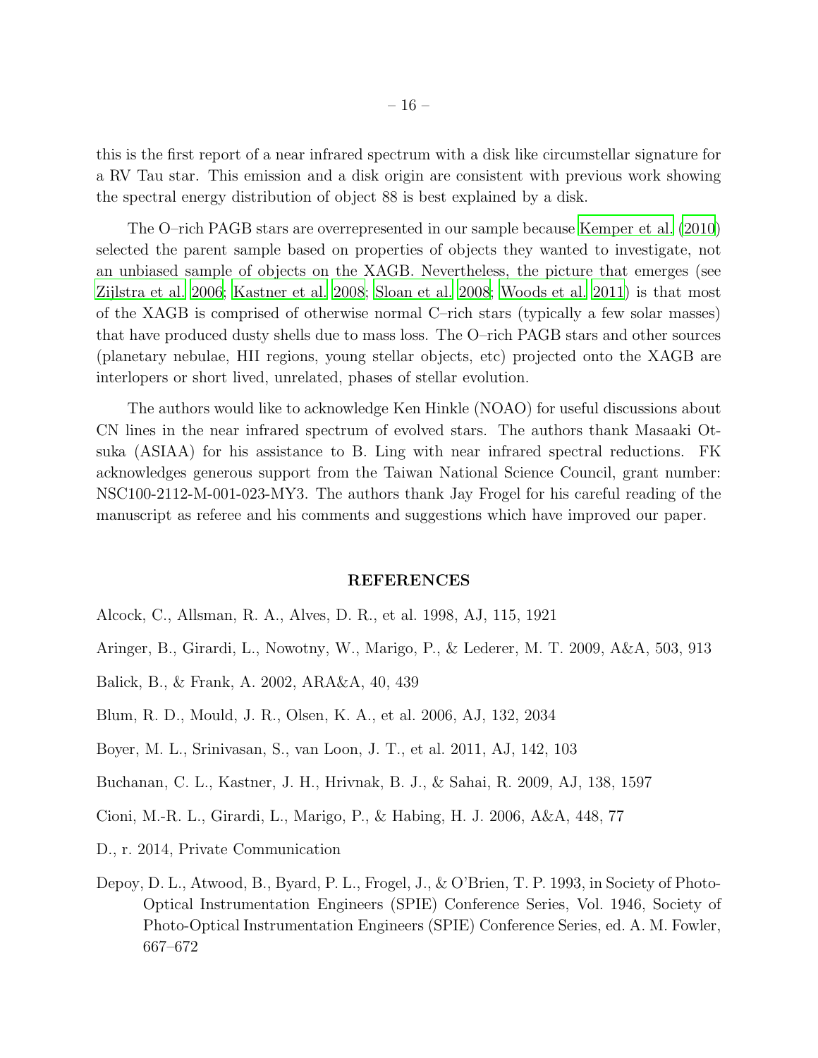this is the first report of a near infrared spectrum with a disk like circumstellar signature for a RV Tau star. This emission and a disk origin are consistent with previous work showing the spectral energy distribution of object 88 is best explained by a disk.

The O–rich PAGB stars are overrepresented in our sample because Kemper et al. (2010) selected the parent sample based on properties of objects they wanted to investigate, not an unbiased sample of objects on the XAGB. Nevertheless, the picture that emerges (see Zijlstra et al. 2006; Kastner et al. 2008; Sloan et al. 2008; Woods et al. 2011) is that most of the XAGB is comprised of otherwise normal C–rich stars (typically a few solar masses) that have produced dusty shells due to mass loss. The O–rich PAGB stars and other sources (planetary nebulae, HII regions, young stellar objects, etc) projected onto the XAGB are interlopers or short lived, unrelated, phases of stellar evolution.

The authors would like to acknowledge Ken Hinkle (NOAO) for useful discussions about CN lines in the near infrared spectrum of evolved stars. The authors thank Masaaki Otsuka (ASIAA) for his assistance to B. Ling with near infrared spectral reductions. FK acknowledges generous support from the Taiwan National Science Council, grant number: NSC100-2112-M-001-023-MY3. The authors thank Jay Frogel for his careful reading of the manuscript as referee and his comments and suggestions which have improved our paper.

## REFERENCES

Alcock, C., Allsman, R. A., Alves, D. R., et al. 1998, AJ, 115, 1921

Aringer, B., Girardi, L., Nowotny, W., Marigo, P., & Lederer, M. T. 2009, A&A, 503, 913

Balick, B., & Frank, A. 2002, ARA&A, 40, 439

Blum, R. D., Mould, J. R., Olsen, K. A., et al. 2006, AJ, 132, 2034

Boyer, M. L., Srinivasan, S., van Loon, J. T., et al. 2011, AJ, 142, 103

Buchanan, C. L., Kastner, J. H., Hrivnak, B. J., & Sahai, R. 2009, AJ, 138, 1597

Cioni, M.-R. L., Girardi, L., Marigo, P., & Habing, H. J. 2006, A&A, 448, 77

D., r. 2014, Private Communication

Depoy, D. L., Atwood, B., Byard, P. L., Frogel, J., & O'Brien, T. P. 1993, in Society of Photo-Optical Instrumentation Engineers (SPIE) Conference Series, Vol. 1946, Society of Photo-Optical Instrumentation Engineers (SPIE) Conference Series, ed. A. M. Fowler, 667–672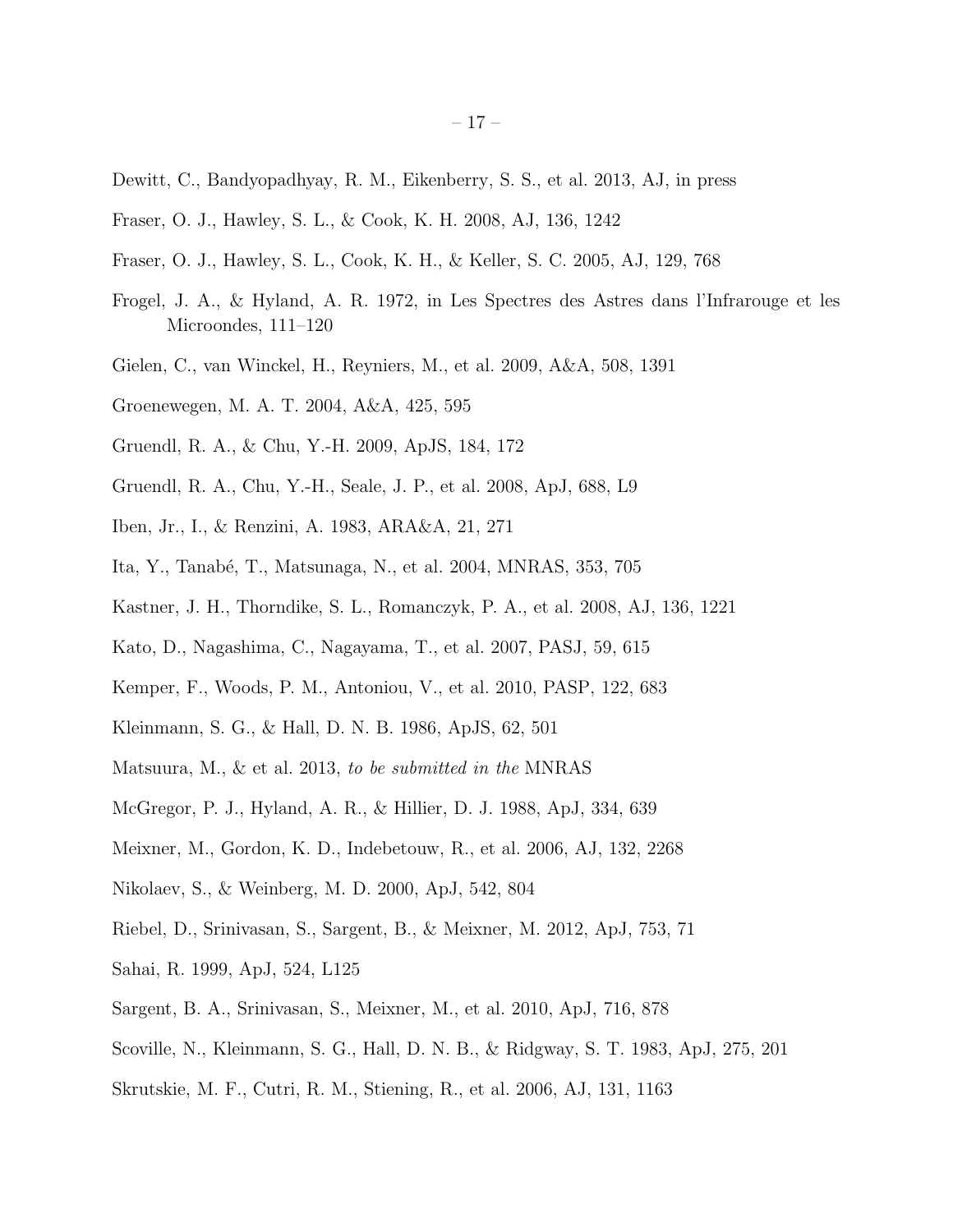Dewitt, C., Bandyopadhyay, R. M., Eikenberry, S. S., et al. 2013, AJ, in press

Fraser, O. J., Hawley, S. L., & Cook, K. H. 2008, AJ, 136, 1242

Fraser, O. J., Hawley, S. L., Cook, K. H., & Keller, S. C. 2005, AJ, 129, 768

Frogel, J. A., & Hyland, A. R. 1972, in Les Spectres des Astres dans l'Infrarouge et les Microondes, 111–120

Gielen, C., van Winckel, H., Reyniers, M., et al. 2009, A&A, 508, 1391

Groenewegen, M. A. T. 2004, A&A, 425, 595

Gruendl, R. A., & Chu, Y.-H. 2009, ApJS, 184, 172

Gruendl, R. A., Chu, Y.-H., Seale, J. P., et al. 2008, ApJ, 688, L9

Iben, Jr., I., & Renzini, A. 1983, ARA&A, 21, 271

Ita, Y., Tanabé, T., Matsunaga, N., et al. 2004, MNRAS, 353, 705

Kastner, J. H., Thorndike, S. L., Romanczyk, P. A., et al. 2008, AJ, 136, 1221

Kato, D., Nagashima, C., Nagayama, T., et al. 2007, PASJ, 59, 615

Kemper, F., Woods, P. M., Antoniou, V., et al. 2010, PASP, 122, 683

Kleinmann, S. G., & Hall, D. N. B. 1986, ApJS, 62, 501

Matsuura, M., & et al. 2013, *to be submitted in the* MNRAS

McGregor, P. J., Hyland, A. R., & Hillier, D. J. 1988, ApJ, 334, 639

Meixner, M., Gordon, K. D., Indebetouw, R., et al. 2006, AJ, 132, 2268

Nikolaev, S., & Weinberg, M. D. 2000, ApJ, 542, 804

Riebel, D., Srinivasan, S., Sargent, B., & Meixner, M. 2012, ApJ, 753, 71

Sahai, R. 1999, ApJ, 524, L125

Sargent, B. A., Srinivasan, S., Meixner, M., et al. 2010, ApJ, 716, 878

Scoville, N., Kleinmann, S. G., Hall, D. N. B., & Ridgway, S. T. 1983, ApJ, 275, 201

Skrutskie, M. F., Cutri, R. M., Stiening, R., et al. 2006, AJ, 131, 1163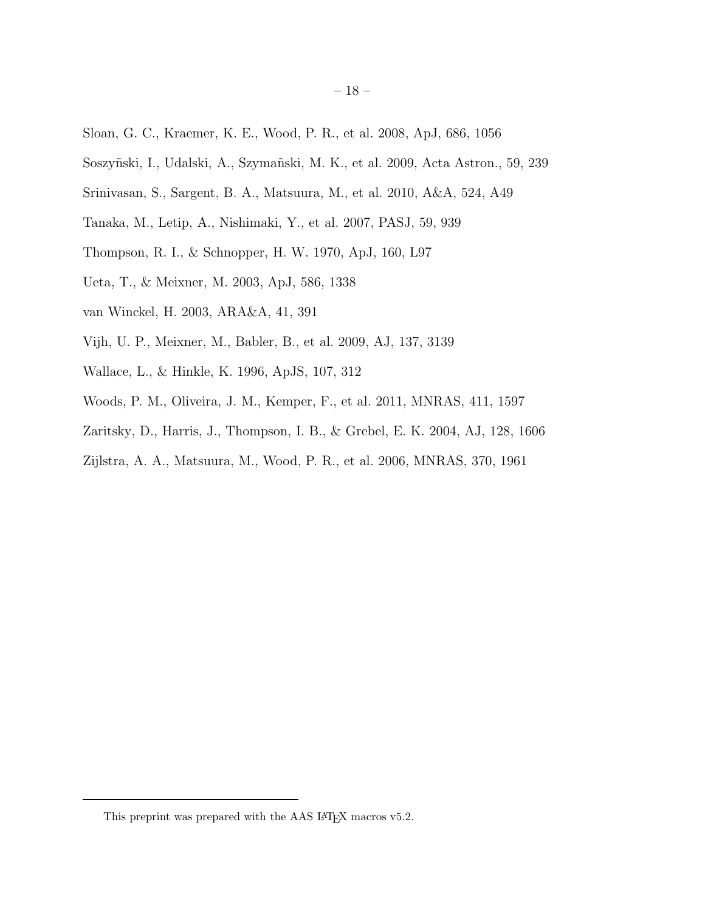Sloan, G. C., Kraemer, K. E., Wood, P. R., et al. 2008, ApJ, 686, 1056

Soszyñski, I., Udalski, A., Szymañski, M. K., et al. 2009, Acta Astron., 59, 239

Srinivasan, S., Sargent, B. A., Matsuura, M., et al. 2010, A&A, 524, A49

Tanaka, M., Letip, A., Nishimaki, Y., et al. 2007, PASJ, 59, 939

Thompson, R. I., & Schnopper, H. W. 1970, ApJ, 160, L97

Ueta, T., & Meixner, M. 2003, ApJ, 586, 1338

van Winckel, H. 2003, ARA&A, 41, 391

Vijh, U. P., Meixner, M., Babler, B., et al. 2009, AJ, 137, 3139

Wallace, L., & Hinkle, K. 1996, ApJS, 107, 312

Woods, P. M., Oliveira, J. M., Kemper, F., et al. 2011, MNRAS, 411, 1597

Zaritsky, D., Harris, J., Thompson, I. B., & Grebel, E. K. 2004, AJ, 128, 1606

Zijlstra, A. A., Matsuura, M., Wood, P. R., et al. 2006, MNRAS, 370, 1961

---

This preprint was prepared with the AAS LaTeX macros v5.2.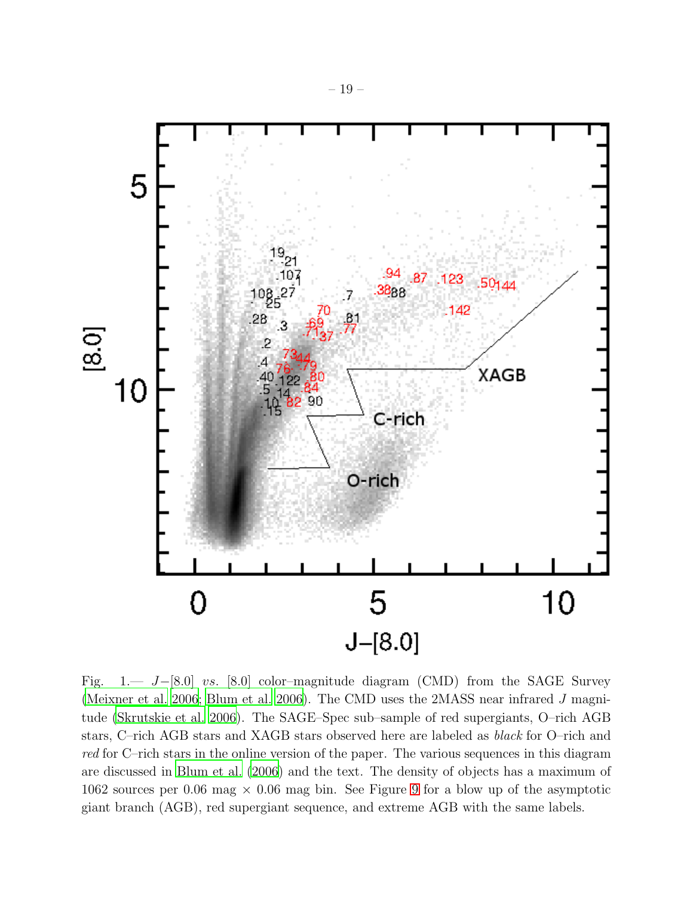Fig. 1.— $J-[8.0]$ *vs.* [8.0] color–magnitude diagram (CMD) from the SAGE Survey (Meixner et al. 2006; Blum et al. 2006). The CMD uses the 2MASS near infrared $J$ magnitude (Skrutskie et al. 2006). The SAGE–Spec sub–sample of red supergiants, O–rich AGB stars, C–rich AGB stars and XAGB stars observed here are labeled as *black* for O–rich and *red* for C–rich stars in the online version of the paper. The various sequences in this diagram are discussed in Blum et al. (2006) and the text. The density of objects has a maximum of 1062 sources per 0.06 mag × 0.06 mag bin. See Figure 9 for a blow up of the asymptotic giant branch (AGB), red supergiant sequence, and extreme AGB with the same labels.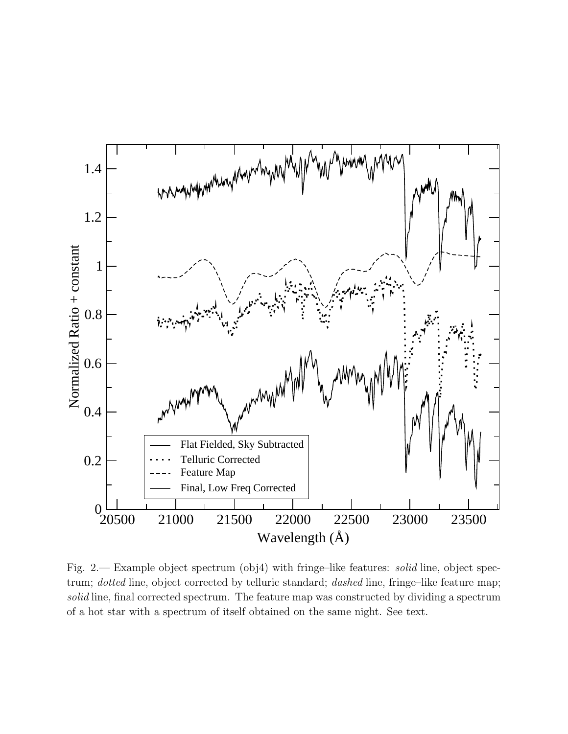Fig. 2.— Example object spectrum (obj4) with fringe–like features: *solid* line, object spectrum; *dotted* line, object corrected by telluric standard; *dashed* line, fringe–like feature map; *solid* line, final corrected spectrum. The feature map was constructed by dividing a spectrum of a hot star with a spectrum of itself obtained on the same night. See text.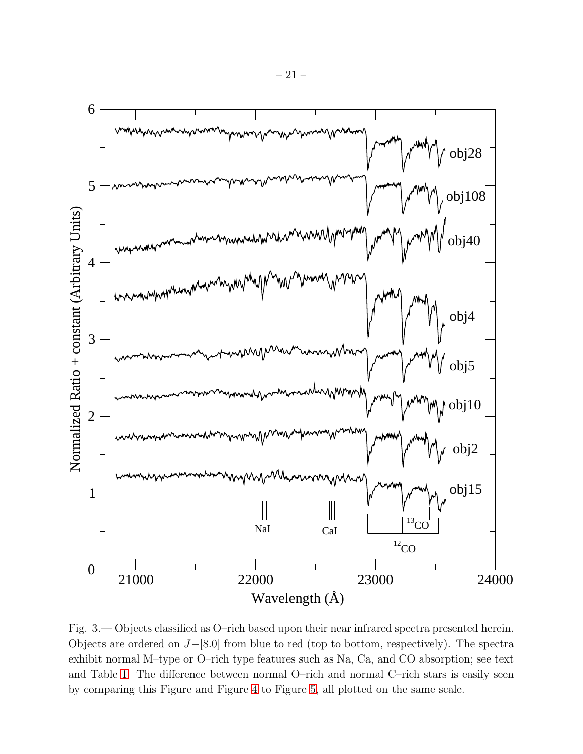Fig. 3.— Objects classified as O–rich based upon their near infrared spectra presented herein. Objects are ordered on $J-[8.0]$ from blue to red (top to bottom, respectively). The spectra exhibit normal M–type or O–rich type features such as Na, Ca, and CO absorption; see text and Table 1. The difference between normal O–rich and normal C–rich stars is easily seen by comparing this Figure and Figure 4 to Figure 5, all plotted on the same scale.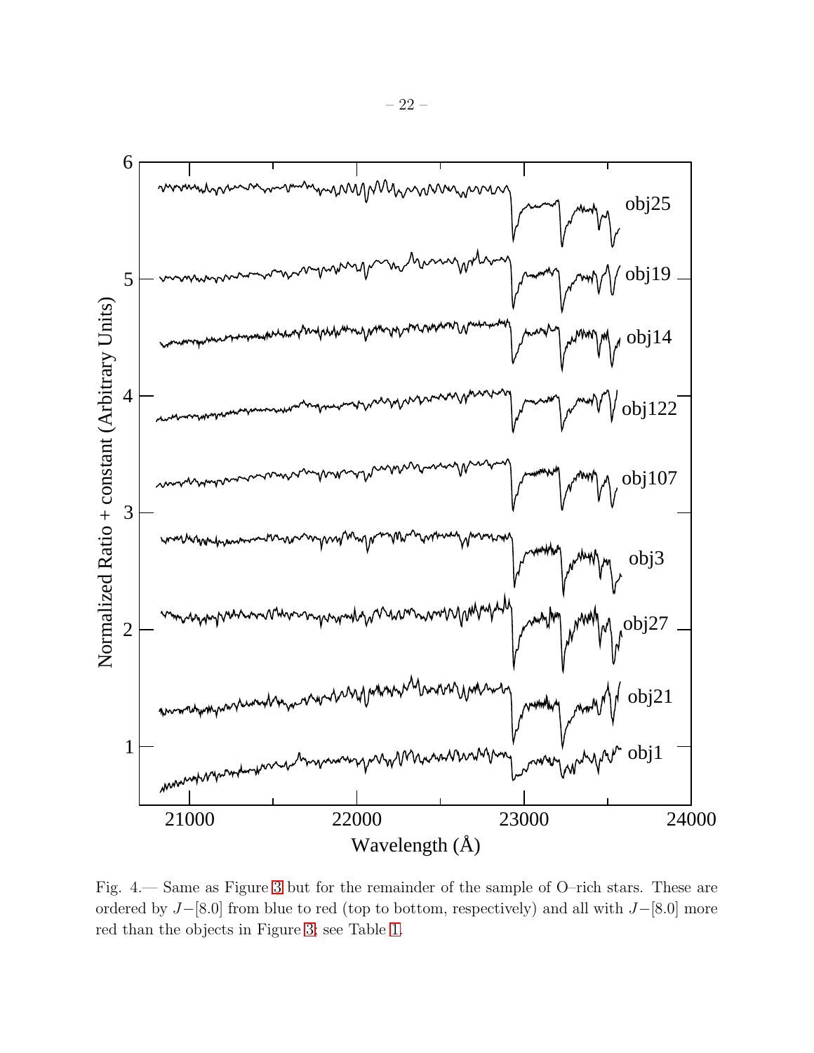Fig. 4.— Same as Figure 3 but for the remainder of the sample of O–rich stars. These are ordered by $J-[8.0]$ from blue to red (top to bottom, respectively) and all with $J-[8.0]$ more red than the objects in Figure 3; see Table 1.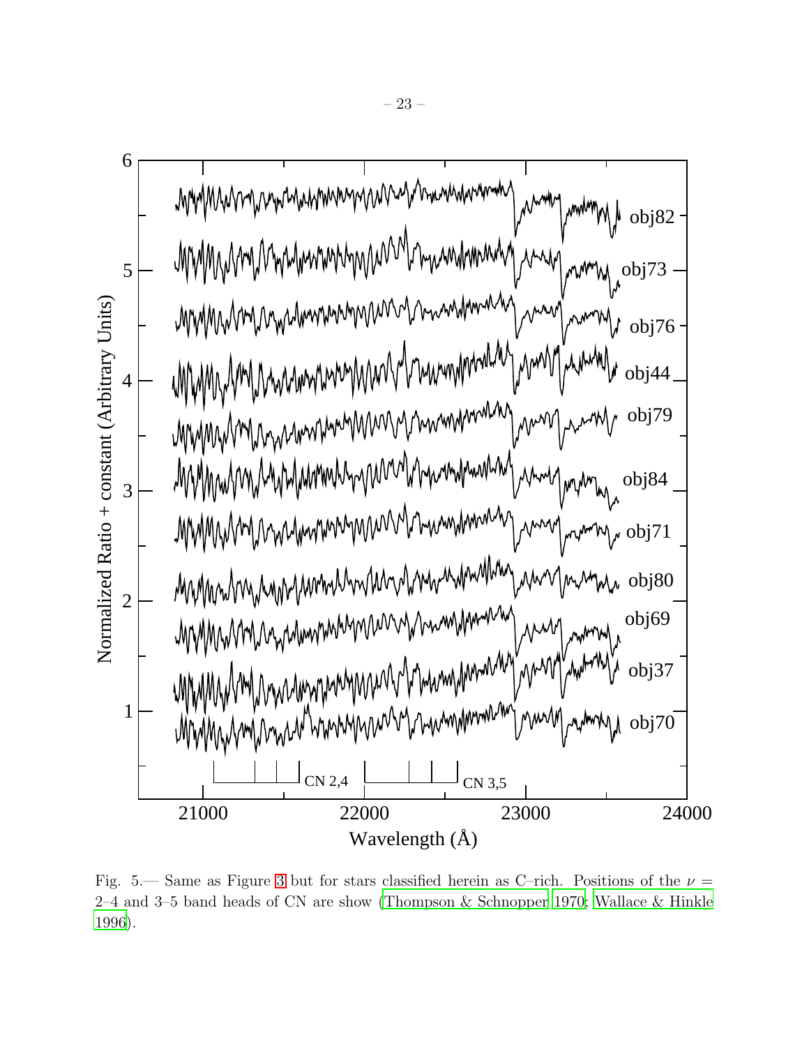Fig. 5.— Same as Figure 3 but for stars classified herein as C–rich. Positions of the $\nu$ = 2–4 and 3–5 band heads of CN are show (Thompson & Schnopper 1970; Wallace & Hinkle 1996).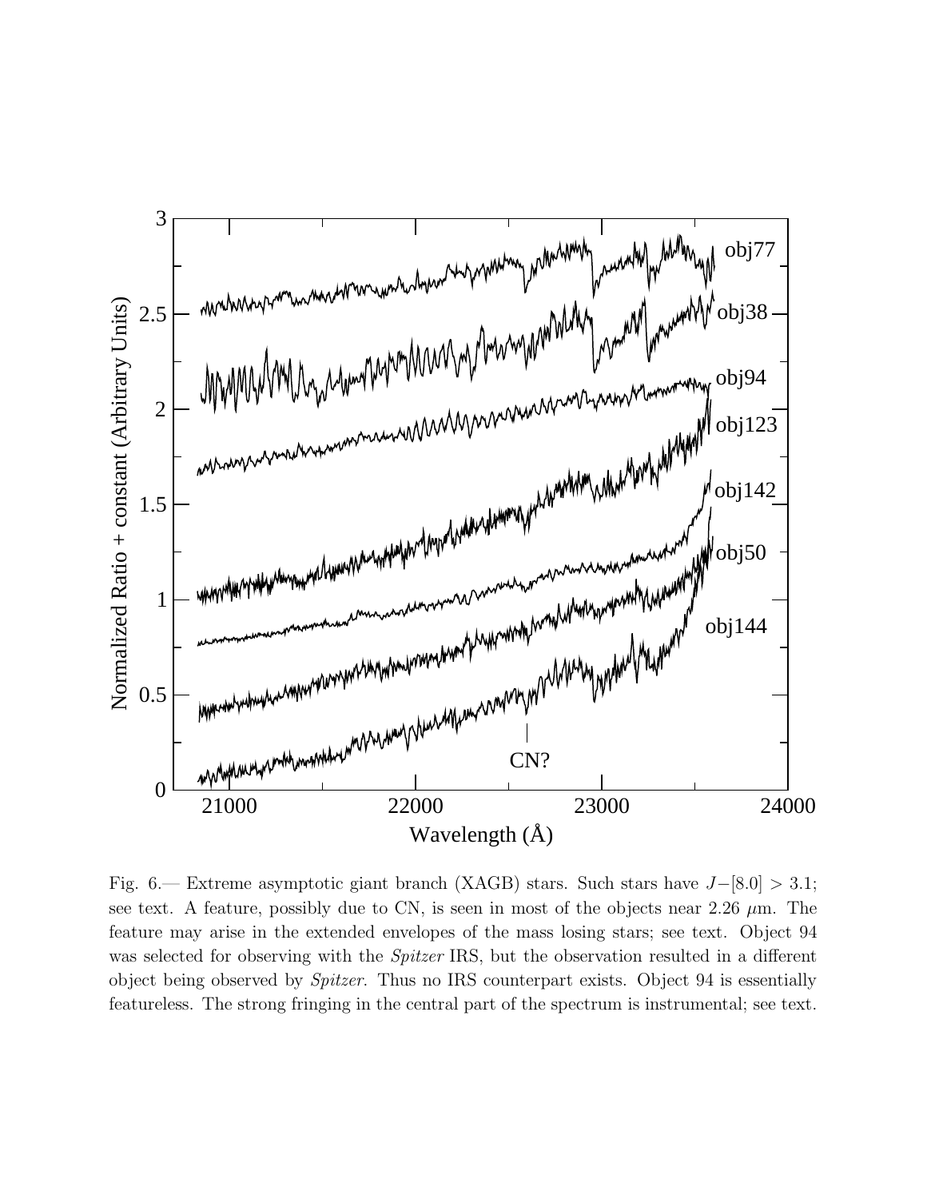Fig. 6.— Extreme asymptotic giant branch (XAGB) stars. Such stars have $J-[8.0] > 3.1$; see text. A feature, possibly due to CN, is seen in most of the objects near 2.26 $\mu$m. The feature may arise in the extended envelopes of the mass losing stars; see text. Object 94 was selected for observing with the *Spitzer* IRS, but the observation resulted in a different object being observed by *Spitzer*. Thus no IRS counterpart exists. Object 94 is essentially featureless. The strong fringing in the central part of the spectrum is instrumental; see text.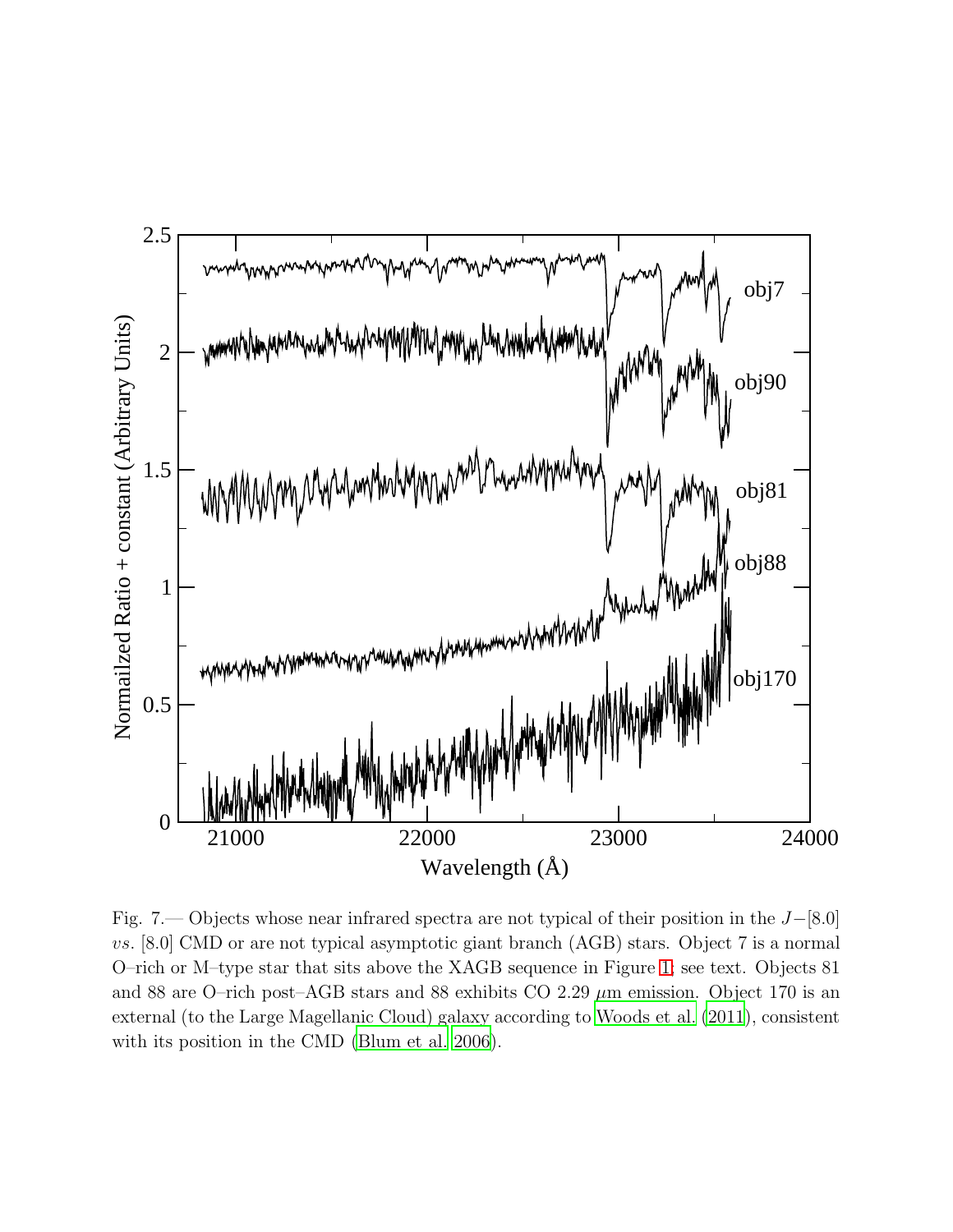Fig. 7.— Objects whose near infrared spectra are not typical of their position in the $J-[8.0]$ *vs.* [8.0] CMD or are not typical asymptotic giant branch (AGB) stars. Object 7 is a normal O–rich or M–type star that sits above the XAGB sequence in Figure 1; see text. Objects 81 and 88 are O–rich post–AGB stars and 88 exhibits CO 2.29 $\mu$m emission. Object 170 is an external (to the Large Magellanic Cloud) galaxy according to Woods et al. (2011), consistent with its position in the CMD (Blum et al. 2006).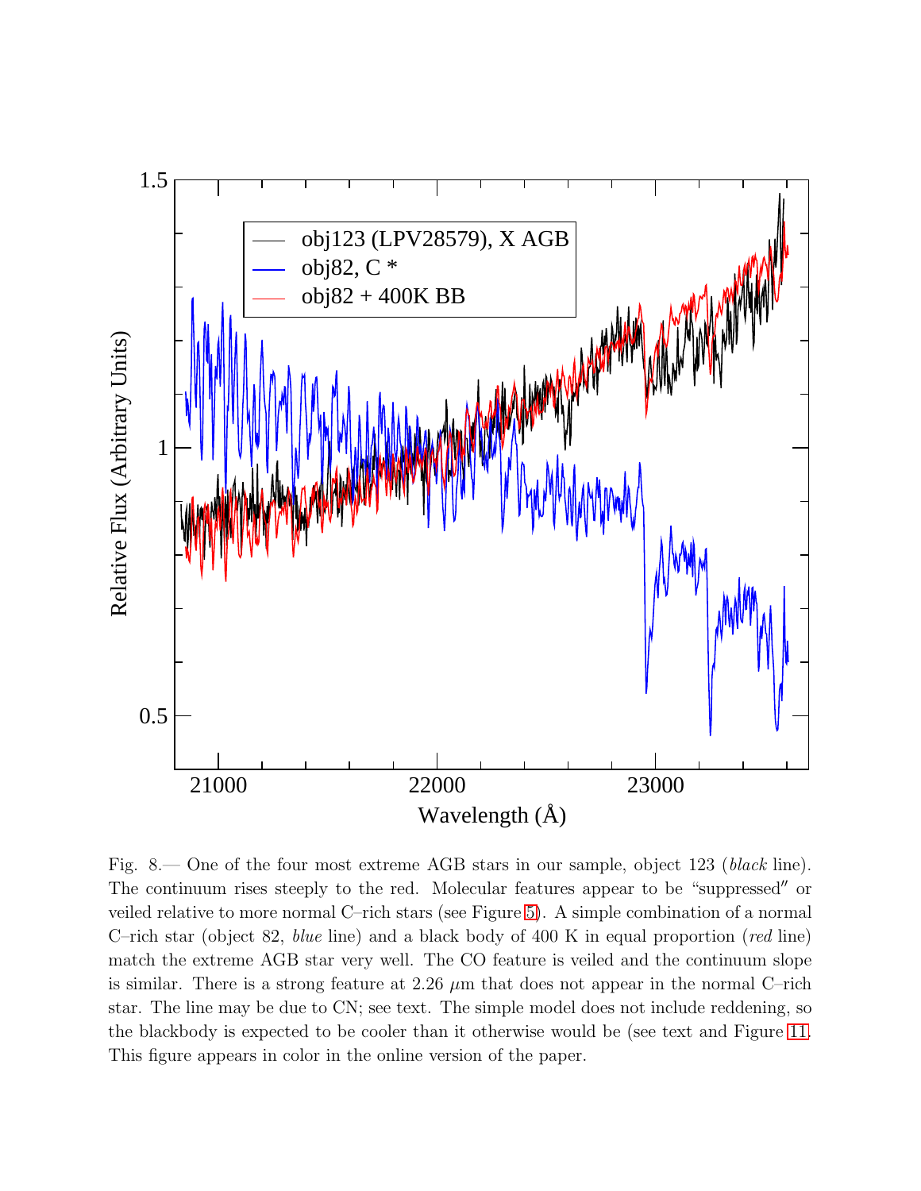Fig. 8.— One of the four most extreme AGB stars in our sample, object 123 (*black* line). The continuum rises steeply to the red. Molecular features appear to be "suppressed" or veiled relative to more normal C–rich stars (see Figure 5). A simple combination of a normal C–rich star (object 82, *blue* line) and a black body of 400 K in equal proportion (*red* line) match the extreme AGB star very well. The CO feature is veiled and the continuum slope is similar. There is a strong feature at 2.26 $\mu$m that does not appear in the normal C–rich star. The line may be due to CN; see text. The simple model does not include reddening, so the blackbody is expected to be cooler than it otherwise would be (see text and Figure 11. This figure appears in color in the online version of the paper.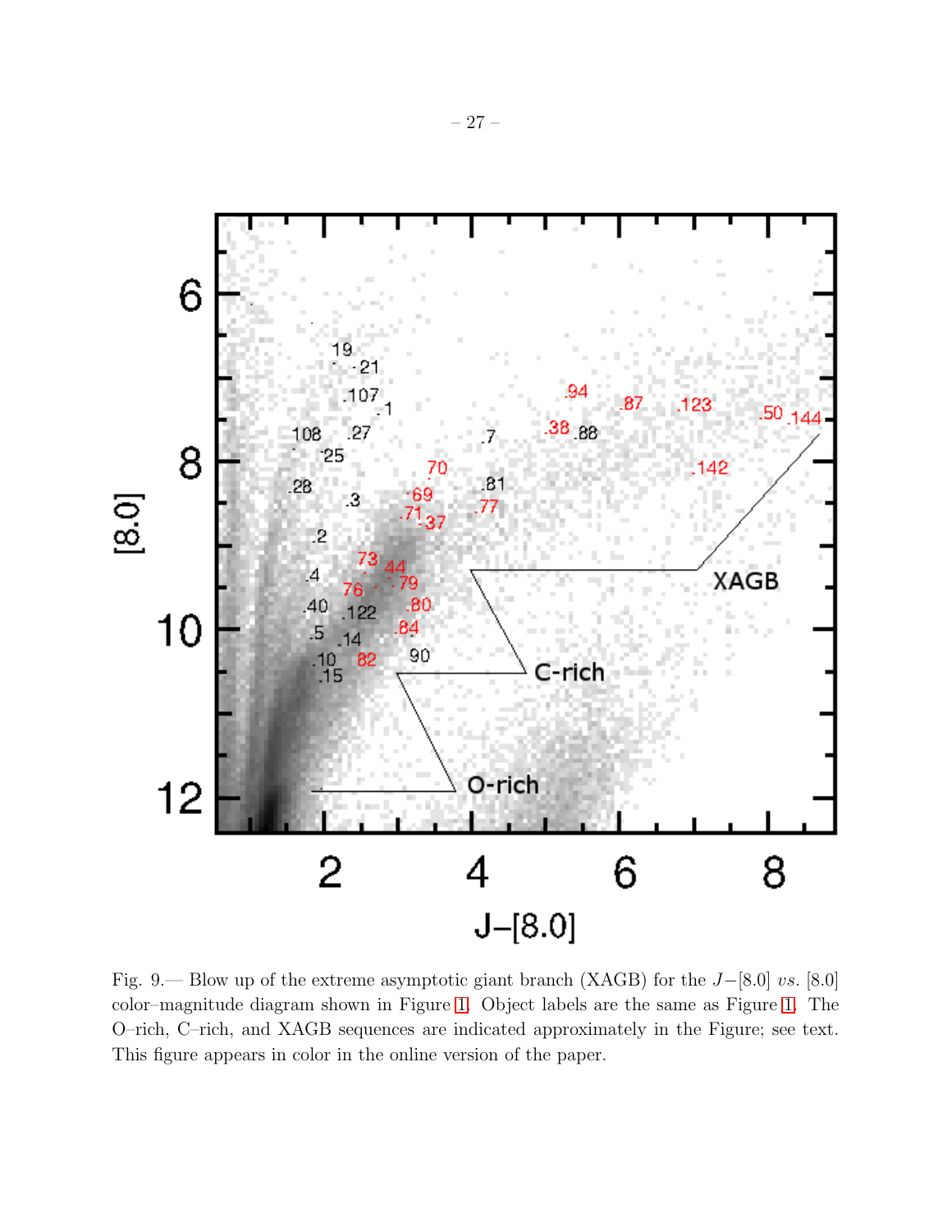Fig. 9.— Blow up of the extreme asymptotic giant branch (XAGB) for the $J-[8.0]$ *vs.* [8.0] color–magnitude diagram shown in Figure 1. Object labels are the same as Figure 1. The O–rich, C–rich, and XAGB sequences are indicated approximately in the Figure; see text. This figure appears in color in the online version of the paper.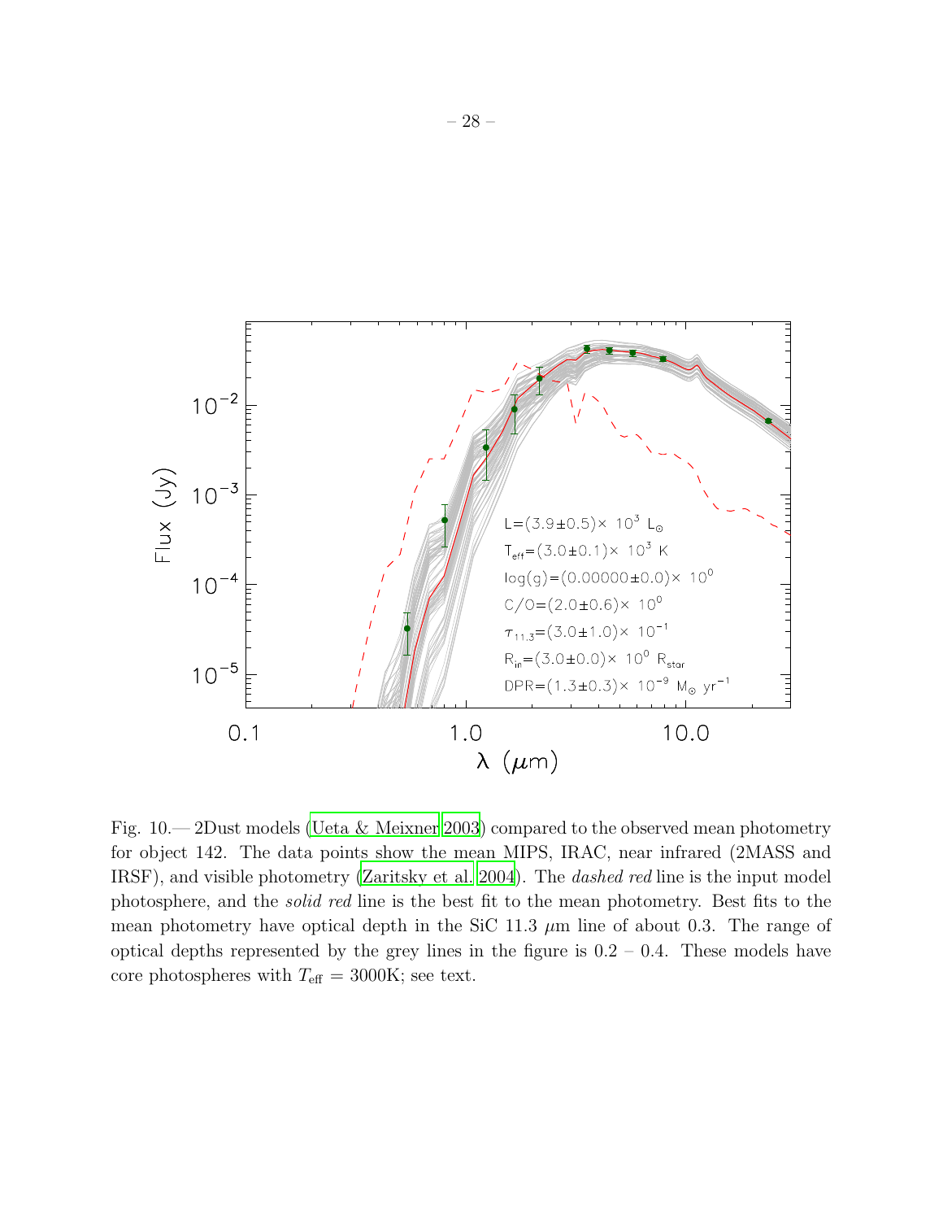Fig. 10.— 2Dust models (Ueta & Meixner 2003) compared to the observed mean photometry for object 142. The data points show the mean MIPS, IRAC, near infrared (2MASS and IRSF), and visible photometry (Zaritsky et al. 2004). The *dashed red* line is the input model photosphere, and the *solid red* line is the best fit to the mean photometry. Best fits to the mean photometry have optical depth in the SiC 11.3 $\mu$m line of about 0.3. The range of optical depths represented by the grey lines in the figure is 0.2 – 0.4. These models have core photospheres with $T_{\rm eff}$ = 3000K; see text.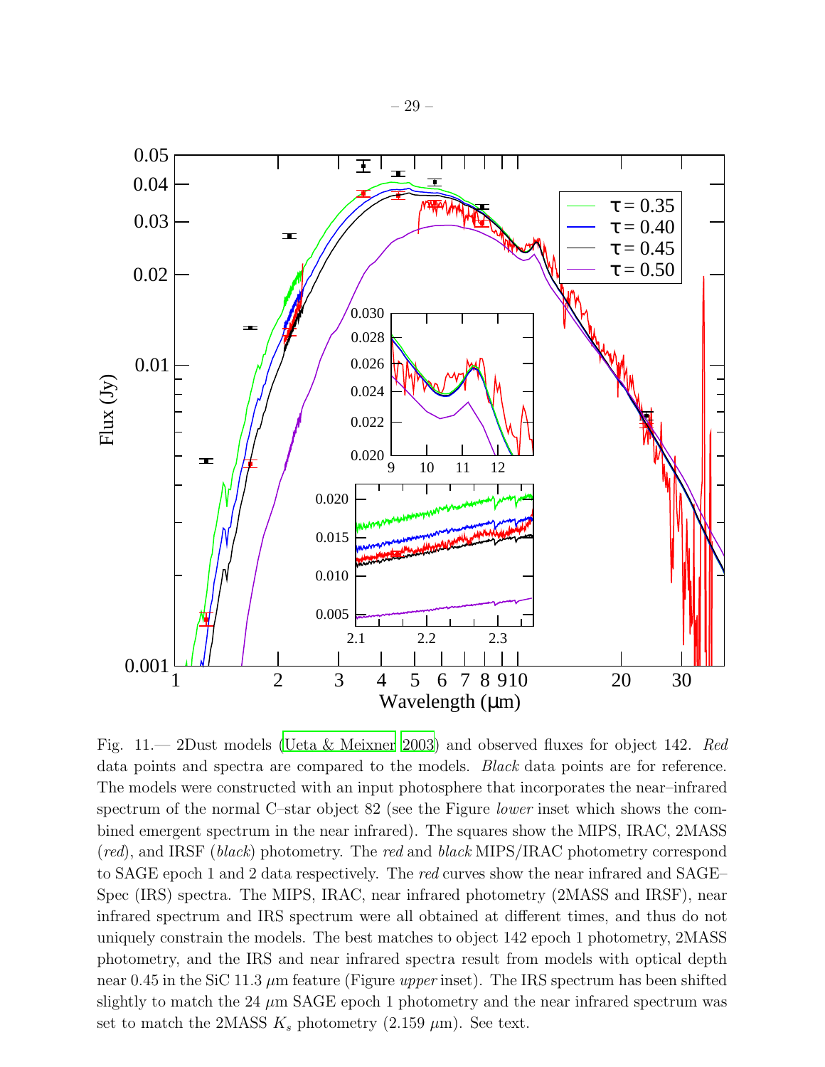Fig. 11.— 2Dust models (Ueta & Meixner 2003) and observed fluxes for object 142. *Red* data points and spectra are compared to the models. *Black* data points are for reference. The models were constructed with an input photosphere that incorporates the near–infrared spectrum of the normal C–star object 82 (see the Figure *lower* inset which shows the combined emergent spectrum in the near infrared). The squares show the MIPS, IRAC, 2MASS (*red*), and IRSF (*black*) photometry. The *red* and *black* MIPS/IRAC photometry correspond to SAGE epoch 1 and 2 data respectively. The *red* curves show the near infrared and SAGE–Spec (IRS) spectra. The MIPS, IRAC, near infrared photometry (2MASS and IRSF), near infrared spectrum and IRS spectrum were all obtained at different times, and thus do not uniquely constrain the models. The best matches to object 142 epoch 1 photometry, 2MASS photometry, and the IRS and near infrared spectra result from models with optical depth near 0.45 in the SiC 11.3 $\mu$m feature (Figure *upper* inset). The IRS spectrum has been shifted slightly to match the 24 $\mu$m SAGE epoch 1 photometry and the near infrared spectrum was set to match the 2MASS $K_s$ photometry (2.159 $\mu$m). See text.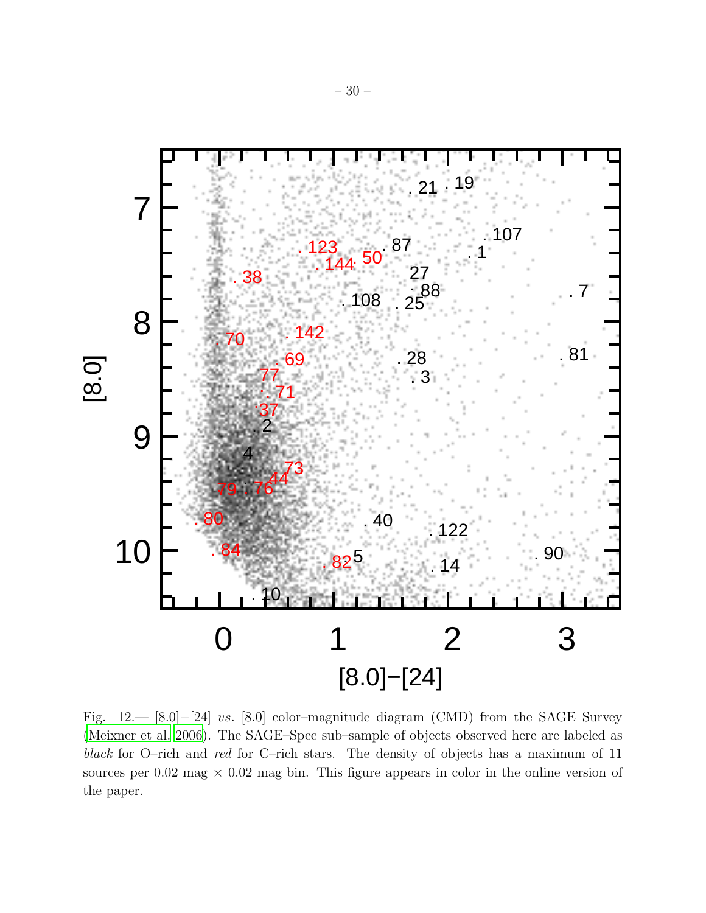Fig. 12.— [8.0]−[24] *vs.* [8.0] color–magnitude diagram (CMD) from the SAGE Survey (Meixner et al. 2006). The SAGE–Spec sub–sample of objects observed here are labeled as *black* for O–rich and *red* for C–rich stars. The density of objects has a maximum of 11 sources per 0.02 mag × 0.02 mag bin. This figure appears in color in the online version of the paper.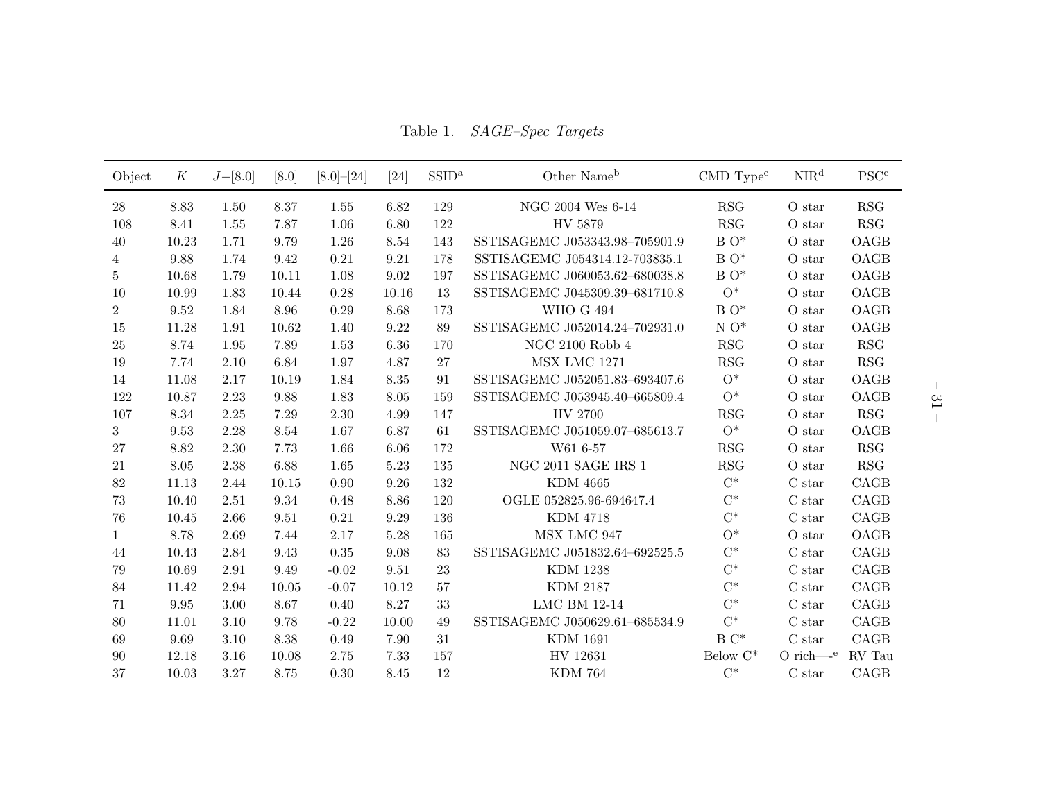Table 1. *SAGE–Spec Targets*

| Object | $K$ | $J$–[8.0] | [8.0] | [8.0]–[24] | [24] | SSID[a] | Other Name[b] | CMD Type[c] | NIR[d] | PSC[e] |
|---|---|---|---|---|---|---|---|---|---|---|
| 28 | 8.83 | 1.50 | 8.37 | 1.55 | 6.82 | 129 | NGC 2004 Wes 6-14 | RSG | O star | RSG |
| 108 | 8.41 | 1.55 | 7.87 | 1.06 | 6.80 | 122 | HV 5879 | RSG | O star | RSG |
| 40 | 10.23 | 1.71 | 9.79 | 1.26 | 8.54 | 143 | SSTISAGEMC J053343.98–705901.9 | B O* | O star | OAGB |
| 4 | 9.88 | 1.74 | 9.42 | 0.21 | 9.21 | 178 | SSTISAGEMC J054314.12-703835.1 | B O* | O star | OAGB |
| 5 | 10.68 | 1.79 | 10.11 | 1.08 | 9.02 | 197 | SSTISAGEMC J060053.62–680038.8 | B O* | O star | OAGB |
| 10 | 10.99 | 1.83 | 10.44 | 0.28 | 10.16 | 13 | SSTISAGEMC J045309.39–681710.8 | O* | O star | OAGB |
| 2 | 9.52 | 1.84 | 8.96 | 0.29 | 8.68 | 173 | WHO G 494 | B O* | O star | OAGB |
| 15 | 11.28 | 1.91 | 10.62 | 1.40 | 9.22 | 89 | SSTISAGEMC J052014.24–702931.0 | N O* | O star | OAGB |
| 25 | 8.74 | 1.95 | 7.89 | 1.53 | 6.36 | 170 | NGC 2100 Robb 4 | RSG | O star | RSG |
| 19 | 7.74 | 2.10 | 6.84 | 1.97 | 4.87 | 27 | MSX LMC 1271 | RSG | O star | RSG |
| 14 | 11.08 | 2.17 | 10.19 | 1.84 | 8.35 | 91 | SSTISAGEMC J052051.83–693407.6 | O* | O star | OAGB |
| 122 | 10.87 | 2.23 | 9.88 | 1.83 | 8.05 | 159 | SSTISAGEMC J053945.40–665809.4 | O* | O star | OAGB |
| 107 | 8.34 | 2.25 | 7.29 | 2.30 | 4.99 | 147 | HV 2700 | RSG | O star | RSG |
| 3 | 9.53 | 2.28 | 8.54 | 1.67 | 6.87 | 61 | SSTISAGEMC J051059.07–685613.7 | O* | O star | OAGB |
| 27 | 8.82 | 2.30 | 7.73 | 1.66 | 6.06 | 172 | W61 6-57 | RSG | O star | RSG |
| 21 | 8.05 | 2.38 | 6.88 | 1.65 | 5.23 | 135 | NGC 2011 SAGE IRS 1 | RSG | O star | RSG |
| 82 | 11.13 | 2.44 | 10.15 | 0.90 | 9.26 | 132 | KDM 4665 | C* | C star | CAGB |
| 73 | 10.40 | 2.51 | 9.34 | 0.48 | 8.86 | 120 | OGLE 052825.96-694647.4 | C* | C star | CAGB |
| 76 | 10.45 | 2.66 | 9.51 | 0.21 | 9.29 | 136 | KDM 4718 | C* | C star | CAGB |
| 1 | 8.78 | 2.69 | 7.44 | 2.17 | 5.28 | 165 | MSX LMC 947 | O* | O star | OAGB |
| 44 | 10.43 | 2.84 | 9.43 | 0.35 | 9.08 | 83 | SSTISAGEMC J051832.64–692525.5 | C* | C star | CAGB |
| 79 | 10.69 | 2.91 | 9.49 | -0.02 | 9.51 | 23 | KDM 1238 | C* | C star | CAGB |
| 84 | 11.42 | 2.94 | 10.05 | -0.07 | 10.12 | 57 | KDM 2187 | C* | C star | CAGB |
| 71 | 9.95 | 3.00 | 8.67 | 0.40 | 8.27 | 33 | LMC BM 12-14 | C* | C star | CAGB |
| 80 | 11.01 | 3.10 | 9.78 | -0.22 | 10.00 | 49 | SSTISAGEMC J050629.61–685534.9 | C* | C star | CAGB |
| 69 | 9.69 | 3.10 | 8.38 | 0.49 | 7.90 | 31 | KDM 1691 | B C* | C star | CAGB |
| 90 | 12.18 | 3.16 | 10.08 | 2.75 | 7.33 | 157 | HV 12631 | Below C* | O rich—-[e] | RV Tau |
| 37 | 10.03 | 3.27 | 8.75 | 0.30 | 8.45 | 12 | KDM 764 | C* | C star | CAGB |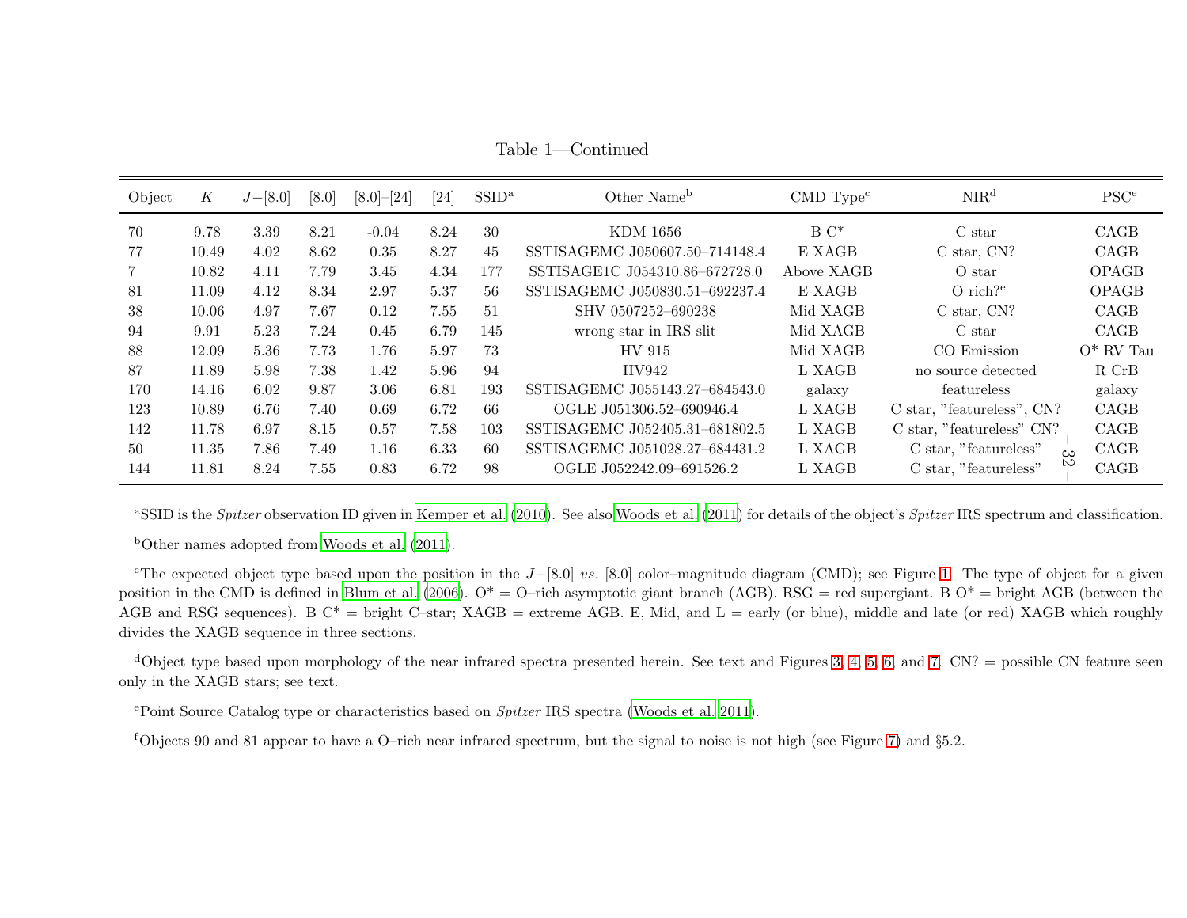Table 1—Continued

| Object | $K$ | $J-[8.0]$ | [8.0] | [8.0]–[24] | [24] | SSID[a] | Other Name[b] | CMD Type[c] | NIR[d] | PSC[e] |
|---|---|---|---|---|---|---|---|---|---|---|
| 70 | 9.78 | 3.39 | 8.21 | -0.04 | 8.24 | 30 | KDM 1656 | B C* | C star | CAGB |
| 77 | 10.49 | 4.02 | 8.62 | 0.35 | 8.27 | 45 | SSTISAGEMC J050607.50–714148.4 | E XAGB | C star, CN? | CAGB |
| 7 | 10.82 | 4.11 | 7.79 | 3.45 | 4.34 | 177 | SSTISAGE1C J054310.86–672728.0 | Above XAGB | O star | OPAGB |
| 81 | 11.09 | 4.12 | 8.34 | 2.97 | 5.37 | 56 | SSTISAGEMC J050830.51–692237.4 | E XAGB | O rich?[e] | OPAGB |
| 38 | 10.06 | 4.97 | 7.67 | 0.12 | 7.55 | 51 | SHV 0507252–690238 | Mid XAGB | C star, CN? | CAGB |
| 94 | 9.91 | 5.23 | 7.24 | 0.45 | 6.79 | 145 | wrong star in IRS slit | Mid XAGB | C star | CAGB |
| 88 | 12.09 | 5.36 | 7.73 | 1.76 | 5.97 | 73 | HV 915 | Mid XAGB | CO Emission | O* RV Tau |
| 87 | 11.89 | 5.98 | 7.38 | 1.42 | 5.96 | 94 | HV942 | L XAGB | no source detected | R CrB |
| 170 | 14.16 | 6.02 | 9.87 | 3.06 | 6.81 | 193 | SSTISAGEMC J055143.27–684543.0 | galaxy | featureless | galaxy |
| 123 | 10.89 | 6.76 | 7.40 | 0.69 | 6.72 | 66 | OGLE J051306.52–690946.4 | L XAGB | C star, "featureless", CN? | CAGB |
| 142 | 11.78 | 6.97 | 8.15 | 0.57 | 7.58 | 103 | SSTISAGEMC J052405.31–681802.5 | L XAGB | C star, "featureless" CN? | CAGB |
| 50 | 11.35 | 7.86 | 7.49 | 1.16 | 6.33 | 60 | SSTISAGEMC J051028.27–684431.2 | L XAGB | C star, "featureless" | CAGB |
| 144 | 11.81 | 8.24 | 7.55 | 0.83 | 6.72 | 98 | OGLE J052242.09–691526.2 | L XAGB | C star, "featureless" | CAGB |

[a]SSID is the *Spitzer* observation ID given in Kemper et al. (2010). See also Woods et al. (2011) for details of the object's *Spitzer* IRS spectrum and classification.

[b]Other names adopted from Woods et al. (2011).

[c]The expected object type based upon the position in the $J-[8.0]$ *vs.* [8.0] color–magnitude diagram (CMD); see Figure 1. The type of object for a given position in the CMD is defined in Blum et al. (2006). O* = O–rich asymptotic giant branch (AGB). RSG = red supergiant. B O* = bright AGB (between the AGB and RSG sequences). B C* = bright C–star; XAGB = extreme AGB. E, Mid, and L = early (or blue), middle and late (or red) XAGB which roughly divides the XAGB sequence in three sections.

[d]Object type based upon morphology of the near infrared spectra presented herein. See text and Figures 3, 4, 5, 6, and 7. CN? = possible CN feature seen only in the XAGB stars; see text.

[e]Point Source Catalog type or characteristics based on *Spitzer* IRS spectra (Woods et al. 2011).

[f]Objects 90 and 81 appear to have a O–rich near infrared spectrum, but the signal to noise is not high (see Figure 7) and §5.2.